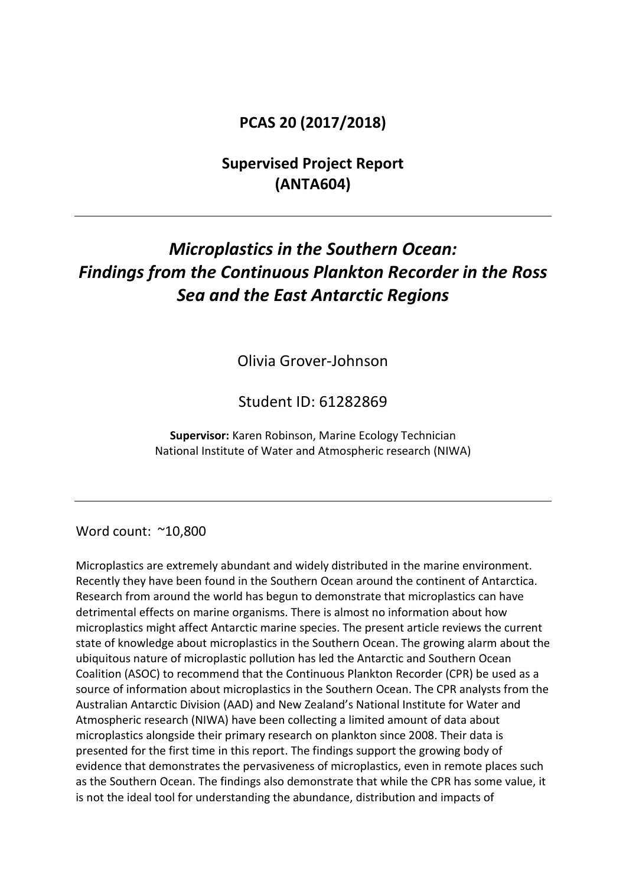**PCAS 20 (2017/2018)**

**Supervised Project Report**
**(ANTA604)**

---

# *Microplastics in the Southern Ocean: Findings from the Continuous Plankton Recorder in the Ross Sea and the East Antarctic Regions*

Olivia Grover-Johnson

Student ID: 61282869

**Supervisor:** Karen Robinson, Marine Ecology Technician
National Institute of Water and Atmospheric research (NIWA)

---

Word count: ~10,800

Microplastics are extremely abundant and widely distributed in the marine environment. Recently they have been found in the Southern Ocean around the continent of Antarctica. Research from around the world has begun to demonstrate that microplastics can have detrimental effects on marine organisms. There is almost no information about how microplastics might affect Antarctic marine species. The present article reviews the current state of knowledge about microplastics in the Southern Ocean. The growing alarm about the ubiquitous nature of microplastic pollution has led the Antarctic and Southern Ocean Coalition (ASOC) to recommend that the Continuous Plankton Recorder (CPR) be used as a source of information about microplastics in the Southern Ocean. The CPR analysts from the Australian Antarctic Division (AAD) and New Zealand's National Institute for Water and Atmospheric research (NIWA) have been collecting a limited amount of data about microplastics alongside their primary research on plankton since 2008. Their data is presented for the first time in this report. The findings support the growing body of evidence that demonstrates the pervasiveness of microplastics, even in remote places such as the Southern Ocean. The findings also demonstrate that while the CPR has some value, it is not the ideal tool for understanding the abundance, distribution and impacts of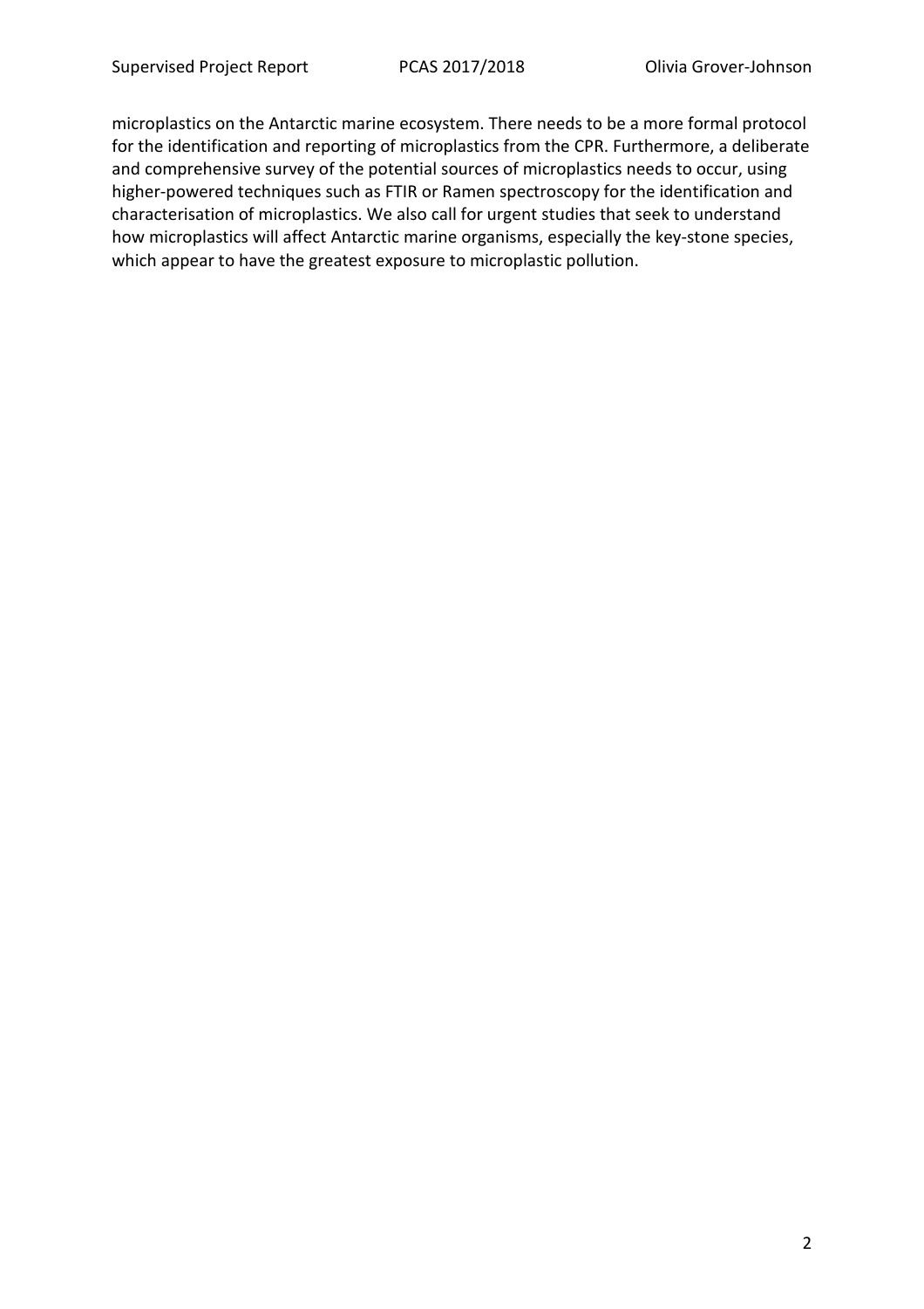microplastics on the Antarctic marine ecosystem. There needs to be a more formal protocol for the identification and reporting of microplastics from the CPR. Furthermore, a deliberate and comprehensive survey of the potential sources of microplastics needs to occur, using higher-powered techniques such as FTIR or Ramen spectroscopy for the identification and characterisation of microplastics. We also call for urgent studies that seek to understand how microplastics will affect Antarctic marine organisms, especially the key-stone species, which appear to have the greatest exposure to microplastic pollution.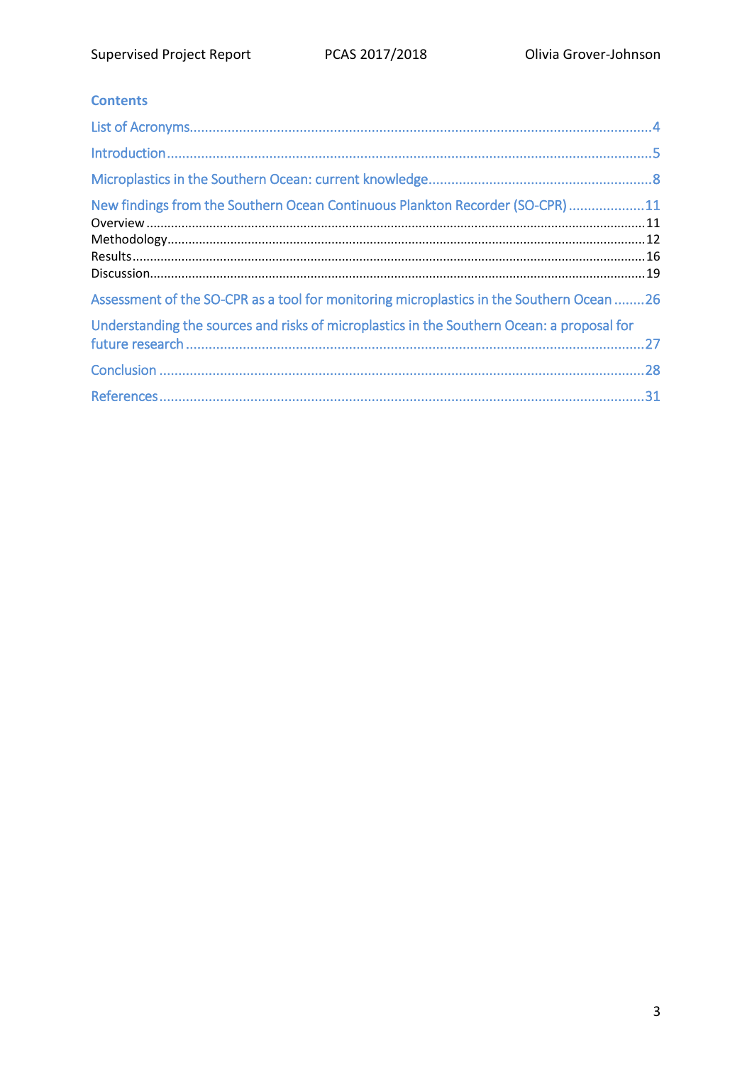## Contents

List of Acronyms....................................................................................................................4

Introduction...........................................................................................................................5

Microplastics in the Southern Ocean: current knowledge......................................................8

New findings from the Southern Ocean Continuous Plankton Recorder (SO-CPR)...................11

- Overview...........................................................................................................................11
- Methodology.....................................................................................................................12
- Results..............................................................................................................................16
- Discussion.........................................................................................................................19

Assessment of the SO-CPR as a tool for monitoring microplastics in the Southern Ocean........26

Understanding the sources and risks of microplastics in the Southern Ocean: a proposal for future research.....................................................................................................................27

Conclusion............................................................................................................................28

References............................................................................................................................31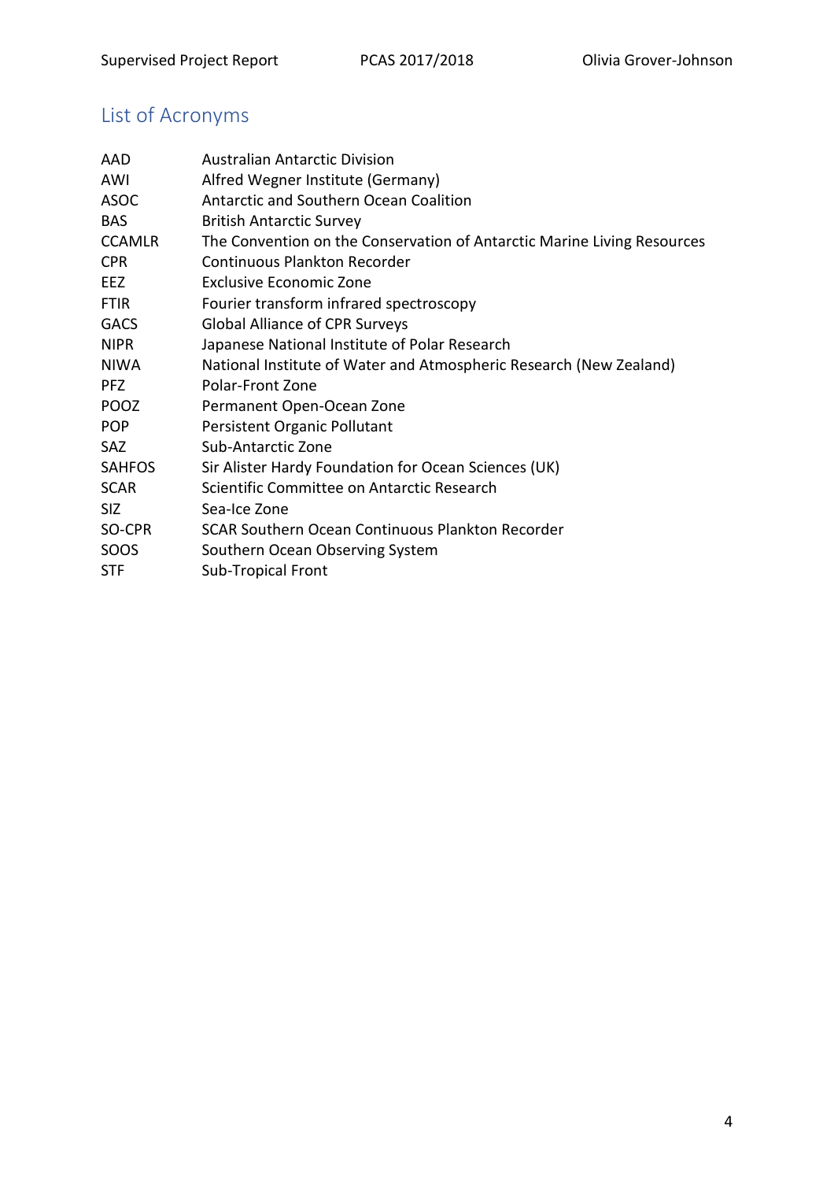## List of Acronyms

| | |
|---|---|
| AAD | Australian Antarctic Division |
| AWI | Alfred Wegner Institute (Germany) |
| ASOC | Antarctic and Southern Ocean Coalition |
| BAS | British Antarctic Survey |
| CCAMLR | The Convention on the Conservation of Antarctic Marine Living Resources |
| CPR | Continuous Plankton Recorder |
| EEZ | Exclusive Economic Zone |
| FTIR | Fourier transform infrared spectroscopy |
| GACS | Global Alliance of CPR Surveys |
| NIPR | Japanese National Institute of Polar Research |
| NIWA | National Institute of Water and Atmospheric Research (New Zealand) |
| PFZ | Polar-Front Zone |
| POOZ | Permanent Open-Ocean Zone |
| POP | Persistent Organic Pollutant |
| SAZ | Sub-Antarctic Zone |
| SAHFOS | Sir Alister Hardy Foundation for Ocean Sciences (UK) |
| SCAR | Scientific Committee on Antarctic Research |
| SIZ | Sea-Ice Zone |
| SO-CPR | SCAR Southern Ocean Continuous Plankton Recorder |
| SOOS | Southern Ocean Observing System |
| STF | Sub-Tropical Front |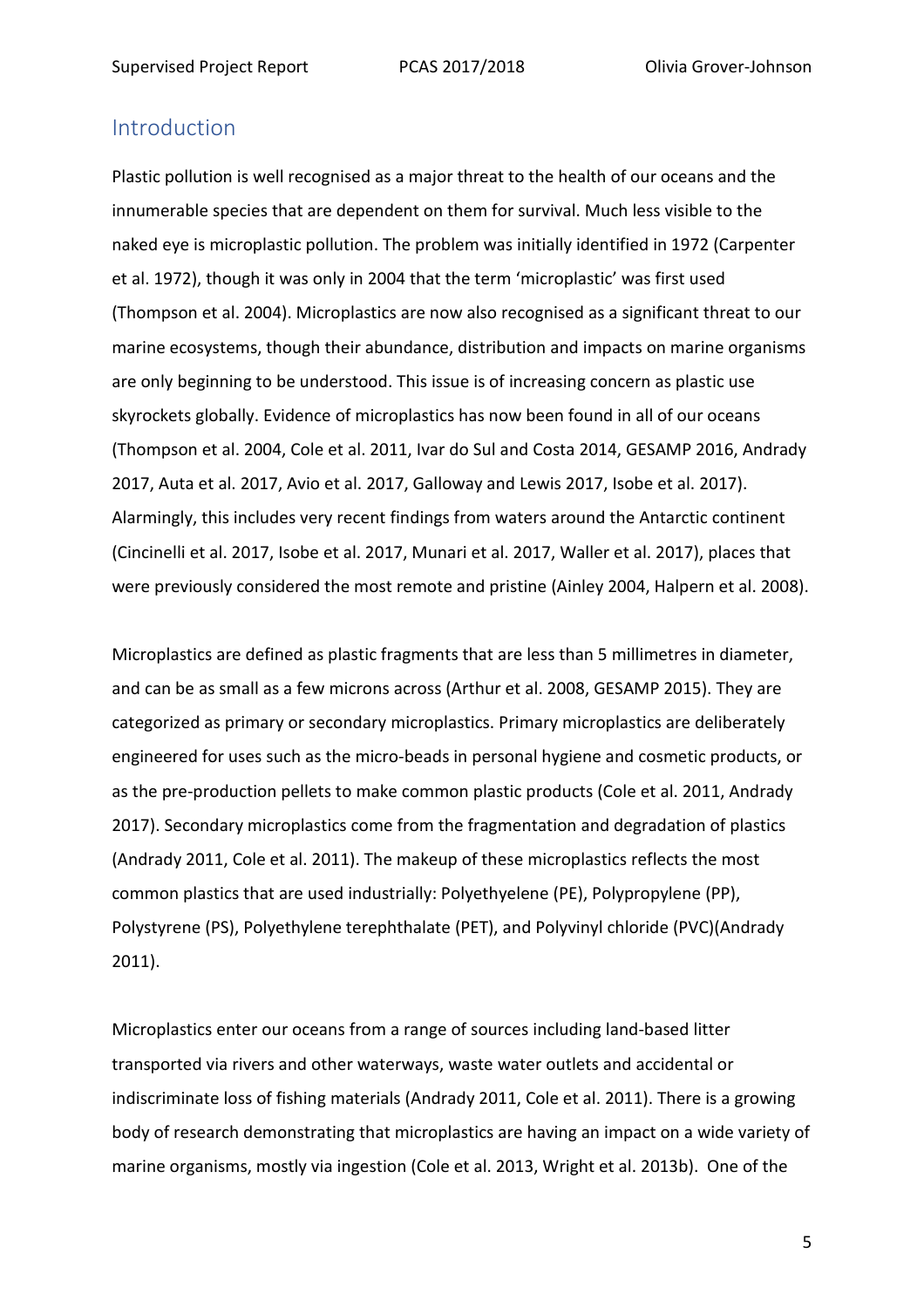## Introduction

Plastic pollution is well recognised as a major threat to the health of our oceans and the innumerable species that are dependent on them for survival. Much less visible to the naked eye is microplastic pollution. The problem was initially identified in 1972 (Carpenter et al. 1972), though it was only in 2004 that the term 'microplastic' was first used (Thompson et al. 2004). Microplastics are now also recognised as a significant threat to our marine ecosystems, though their abundance, distribution and impacts on marine organisms are only beginning to be understood. This issue is of increasing concern as plastic use skyrockets globally. Evidence of microplastics has now been found in all of our oceans (Thompson et al. 2004, Cole et al. 2011, Ivar do Sul and Costa 2014, GESAMP 2016, Andrady 2017, Auta et al. 2017, Avio et al. 2017, Galloway and Lewis 2017, Isobe et al. 2017). Alarmingly, this includes very recent findings from waters around the Antarctic continent (Cincinelli et al. 2017, Isobe et al. 2017, Munari et al. 2017, Waller et al. 2017), places that were previously considered the most remote and pristine (Ainley 2004, Halpern et al. 2008).

Microplastics are defined as plastic fragments that are less than 5 millimetres in diameter, and can be as small as a few microns across (Arthur et al. 2008, GESAMP 2015). They are categorized as primary or secondary microplastics. Primary microplastics are deliberately engineered for uses such as the micro-beads in personal hygiene and cosmetic products, or as the pre-production pellets to make common plastic products (Cole et al. 2011, Andrady 2017). Secondary microplastics come from the fragmentation and degradation of plastics (Andrady 2011, Cole et al. 2011). The makeup of these microplastics reflects the most common plastics that are used industrially: Polyethyelene (PE), Polypropylene (PP), Polystyrene (PS), Polyethylene terephthalate (PET), and Polyvinyl chloride (PVC)(Andrady 2011).

Microplastics enter our oceans from a range of sources including land-based litter transported via rivers and other waterways, waste water outlets and accidental or indiscriminate loss of fishing materials (Andrady 2011, Cole et al. 2011). There is a growing body of research demonstrating that microplastics are having an impact on a wide variety of marine organisms, mostly via ingestion (Cole et al. 2013, Wright et al. 2013b). One of the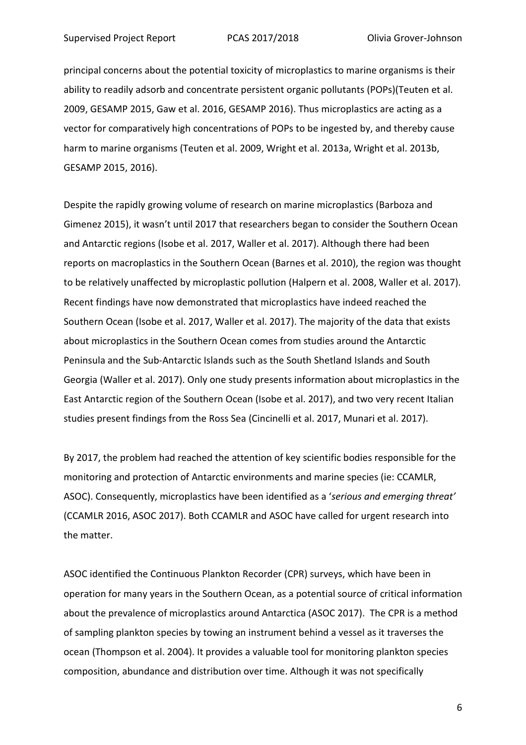principal concerns about the potential toxicity of microplastics to marine organisms is their ability to readily adsorb and concentrate persistent organic pollutants (POPs)(Teuten et al. 2009, GESAMP 2015, Gaw et al. 2016, GESAMP 2016). Thus microplastics are acting as a vector for comparatively high concentrations of POPs to be ingested by, and thereby cause harm to marine organisms (Teuten et al. 2009, Wright et al. 2013a, Wright et al. 2013b, GESAMP 2015, 2016).

Despite the rapidly growing volume of research on marine microplastics (Barboza and Gimenez 2015), it wasn't until 2017 that researchers began to consider the Southern Ocean and Antarctic regions (Isobe et al. 2017, Waller et al. 2017). Although there had been reports on macroplastics in the Southern Ocean (Barnes et al. 2010), the region was thought to be relatively unaffected by microplastic pollution (Halpern et al. 2008, Waller et al. 2017). Recent findings have now demonstrated that microplastics have indeed reached the Southern Ocean (Isobe et al. 2017, Waller et al. 2017). The majority of the data that exists about microplastics in the Southern Ocean comes from studies around the Antarctic Peninsula and the Sub-Antarctic Islands such as the South Shetland Islands and South Georgia (Waller et al. 2017). Only one study presents information about microplastics in the East Antarctic region of the Southern Ocean (Isobe et al. 2017), and two very recent Italian studies present findings from the Ross Sea (Cincinelli et al. 2017, Munari et al. 2017).

By 2017, the problem had reached the attention of key scientific bodies responsible for the monitoring and protection of Antarctic environments and marine species (ie: CCAMLR, ASOC). Consequently, microplastics have been identified as a '*serious and emerging threat'* (CCAMLR 2016, ASOC 2017). Both CCAMLR and ASOC have called for urgent research into the matter.

ASOC identified the Continuous Plankton Recorder (CPR) surveys, which have been in operation for many years in the Southern Ocean, as a potential source of critical information about the prevalence of microplastics around Antarctica (ASOC 2017). The CPR is a method of sampling plankton species by towing an instrument behind a vessel as it traverses the ocean (Thompson et al. 2004). It provides a valuable tool for monitoring plankton species composition, abundance and distribution over time. Although it was not specifically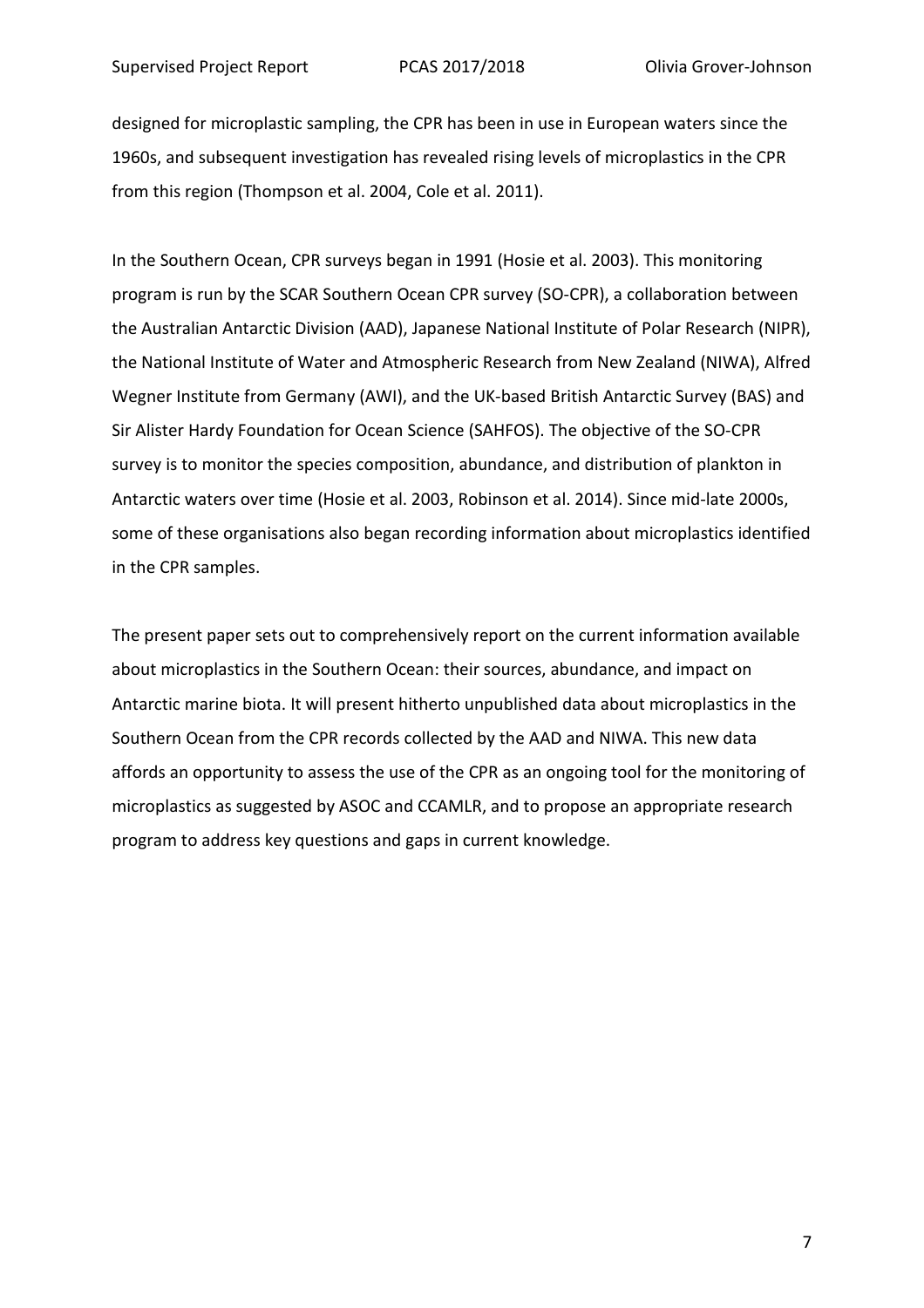designed for microplastic sampling, the CPR has been in use in European waters since the 1960s, and subsequent investigation has revealed rising levels of microplastics in the CPR from this region (Thompson et al. 2004, Cole et al. 2011).

In the Southern Ocean, CPR surveys began in 1991 (Hosie et al. 2003). This monitoring program is run by the SCAR Southern Ocean CPR survey (SO-CPR), a collaboration between the Australian Antarctic Division (AAD), Japanese National Institute of Polar Research (NIPR), the National Institute of Water and Atmospheric Research from New Zealand (NIWA), Alfred Wegner Institute from Germany (AWI), and the UK-based British Antarctic Survey (BAS) and Sir Alister Hardy Foundation for Ocean Science (SAHFOS). The objective of the SO-CPR survey is to monitor the species composition, abundance, and distribution of plankton in Antarctic waters over time (Hosie et al. 2003, Robinson et al. 2014). Since mid-late 2000s, some of these organisations also began recording information about microplastics identified in the CPR samples.

The present paper sets out to comprehensively report on the current information available about microplastics in the Southern Ocean: their sources, abundance, and impact on Antarctic marine biota. It will present hitherto unpublished data about microplastics in the Southern Ocean from the CPR records collected by the AAD and NIWA. This new data affords an opportunity to assess the use of the CPR as an ongoing tool for the monitoring of microplastics as suggested by ASOC and CCAMLR, and to propose an appropriate research program to address key questions and gaps in current knowledge.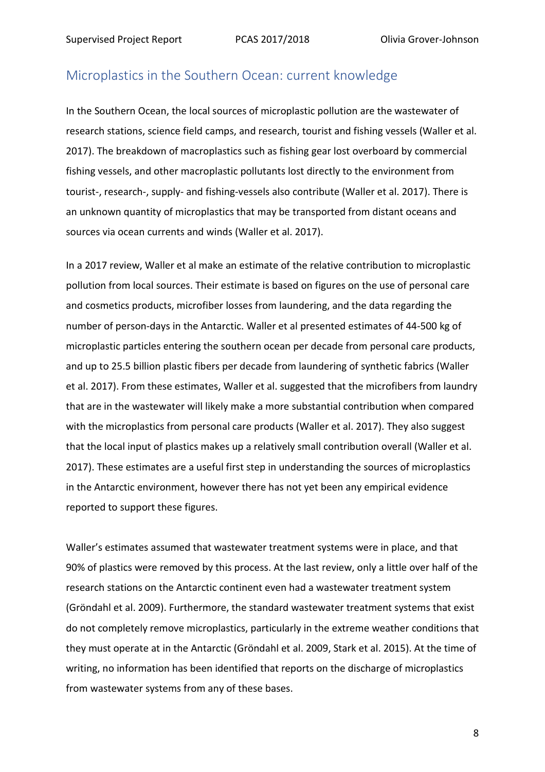## Microplastics in the Southern Ocean: current knowledge

In the Southern Ocean, the local sources of microplastic pollution are the wastewater of research stations, science field camps, and research, tourist and fishing vessels (Waller et al. 2017). The breakdown of macroplastics such as fishing gear lost overboard by commercial fishing vessels, and other macroplastic pollutants lost directly to the environment from tourist-, research-, supply- and fishing-vessels also contribute (Waller et al. 2017). There is an unknown quantity of microplastics that may be transported from distant oceans and sources via ocean currents and winds (Waller et al. 2017).

In a 2017 review, Waller et al make an estimate of the relative contribution to microplastic pollution from local sources. Their estimate is based on figures on the use of personal care and cosmetics products, microfiber losses from laundering, and the data regarding the number of person-days in the Antarctic. Waller et al presented estimates of 44-500 kg of microplastic particles entering the southern ocean per decade from personal care products, and up to 25.5 billion plastic fibers per decade from laundering of synthetic fabrics (Waller et al. 2017). From these estimates, Waller et al. suggested that the microfibers from laundry that are in the wastewater will likely make a more substantial contribution when compared with the microplastics from personal care products (Waller et al. 2017). They also suggest that the local input of plastics makes up a relatively small contribution overall (Waller et al. 2017). These estimates are a useful first step in understanding the sources of microplastics in the Antarctic environment, however there has not yet been any empirical evidence reported to support these figures.

Waller's estimates assumed that wastewater treatment systems were in place, and that 90% of plastics were removed by this process. At the last review, only a little over half of the research stations on the Antarctic continent even had a wastewater treatment system (Gröndahl et al. 2009). Furthermore, the standard wastewater treatment systems that exist do not completely remove microplastics, particularly in the extreme weather conditions that they must operate at in the Antarctic (Gröndahl et al. 2009, Stark et al. 2015). At the time of writing, no information has been identified that reports on the discharge of microplastics from wastewater systems from any of these bases.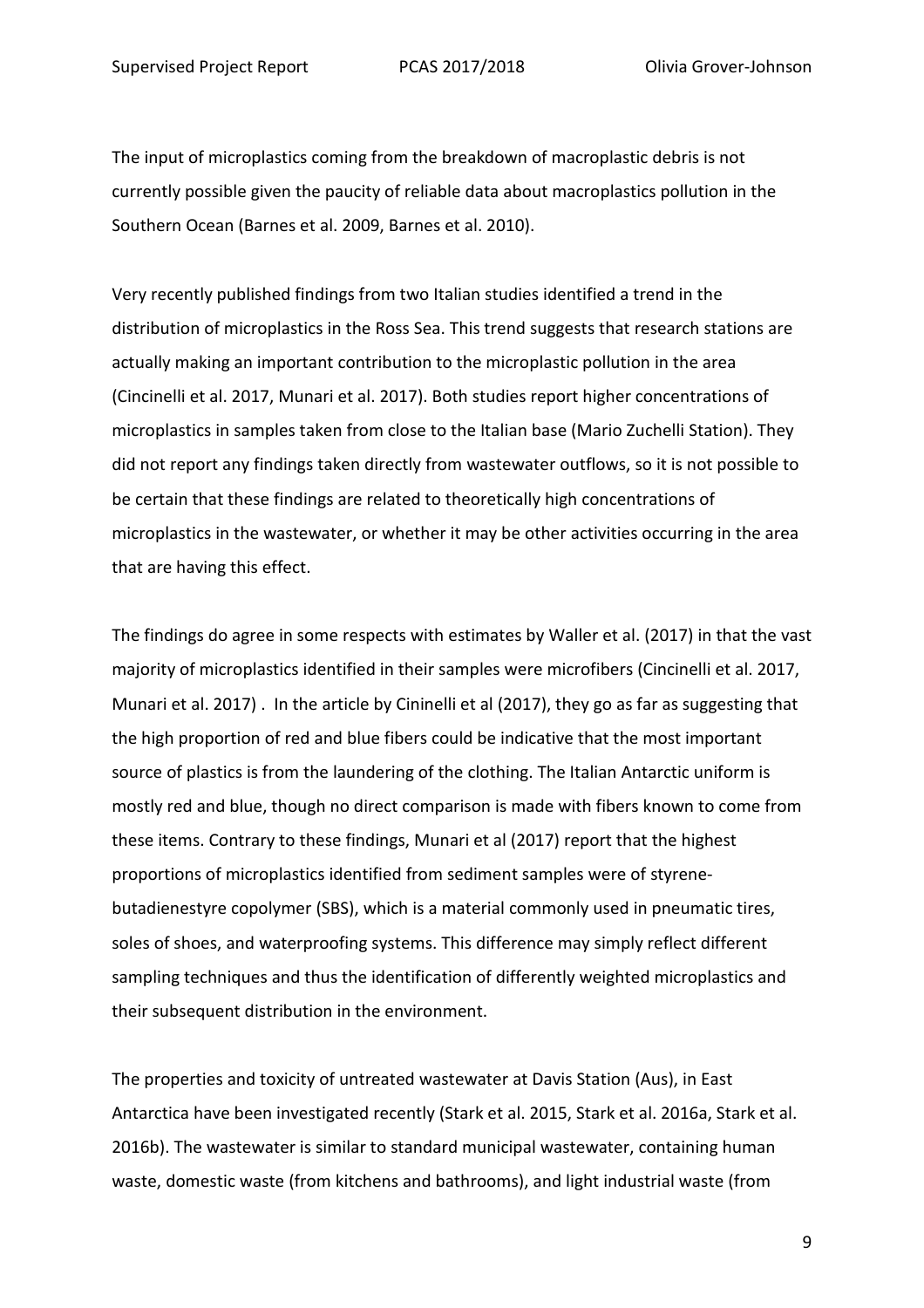The input of microplastics coming from the breakdown of macroplastic debris is not currently possible given the paucity of reliable data about macroplastics pollution in the Southern Ocean (Barnes et al. 2009, Barnes et al. 2010).

Very recently published findings from two Italian studies identified a trend in the distribution of microplastics in the Ross Sea. This trend suggests that research stations are actually making an important contribution to the microplastic pollution in the area (Cincinelli et al. 2017, Munari et al. 2017). Both studies report higher concentrations of microplastics in samples taken from close to the Italian base (Mario Zuchelli Station). They did not report any findings taken directly from wastewater outflows, so it is not possible to be certain that these findings are related to theoretically high concentrations of microplastics in the wastewater, or whether it may be other activities occurring in the area that are having this effect.

The findings do agree in some respects with estimates by Waller et al. (2017) in that the vast majority of microplastics identified in their samples were microfibers (Cincinelli et al. 2017, Munari et al. 2017) . In the article by Cininelli et al (2017), they go as far as suggesting that the high proportion of red and blue fibers could be indicative that the most important source of plastics is from the laundering of the clothing. The Italian Antarctic uniform is mostly red and blue, though no direct comparison is made with fibers known to come from these items. Contrary to these findings, Munari et al (2017) report that the highest proportions of microplastics identified from sediment samples were of styrene-butadienestyre copolymer (SBS), which is a material commonly used in pneumatic tires, soles of shoes, and waterproofing systems. This difference may simply reflect different sampling techniques and thus the identification of differently weighted microplastics and their subsequent distribution in the environment.

The properties and toxicity of untreated wastewater at Davis Station (Aus), in East Antarctica have been investigated recently (Stark et al. 2015, Stark et al. 2016a, Stark et al. 2016b). The wastewater is similar to standard municipal wastewater, containing human waste, domestic waste (from kitchens and bathrooms), and light industrial waste (from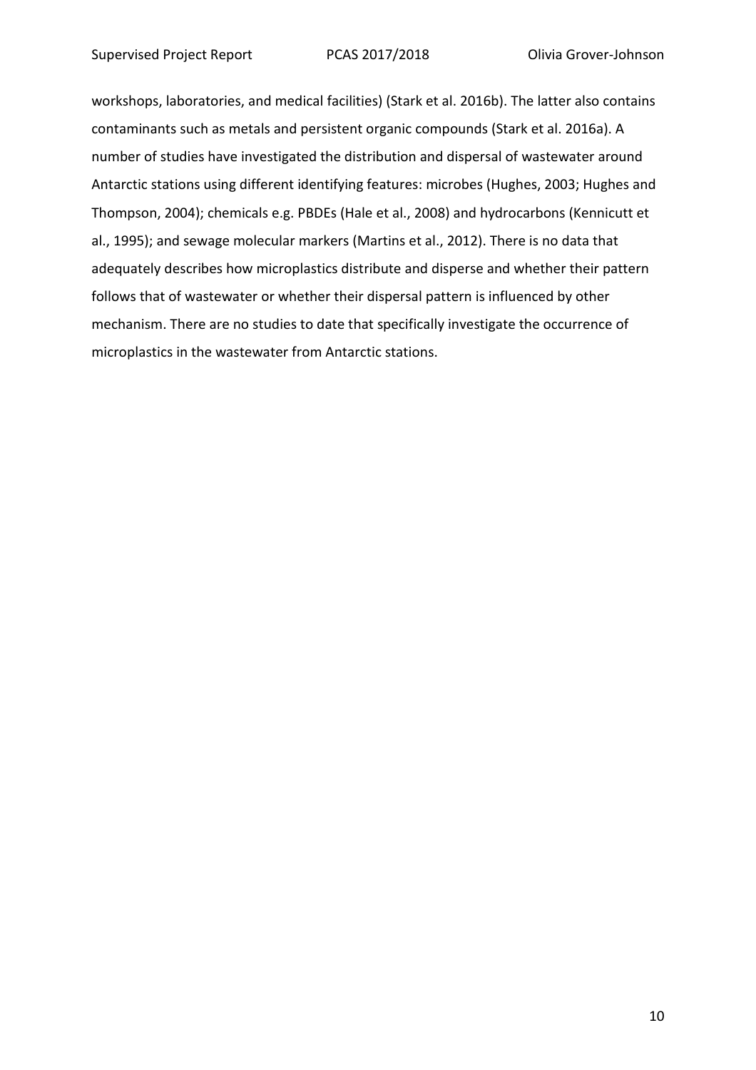workshops, laboratories, and medical facilities) (Stark et al. 2016b). The latter also contains contaminants such as metals and persistent organic compounds (Stark et al. 2016a). A number of studies have investigated the distribution and dispersal of wastewater around Antarctic stations using different identifying features: microbes (Hughes, 2003; Hughes and Thompson, 2004); chemicals e.g. PBDEs (Hale et al., 2008) and hydrocarbons (Kennicutt et al., 1995); and sewage molecular markers (Martins et al., 2012). There is no data that adequately describes how microplastics distribute and disperse and whether their pattern follows that of wastewater or whether their dispersal pattern is influenced by other mechanism. There are no studies to date that specifically investigate the occurrence of microplastics in the wastewater from Antarctic stations.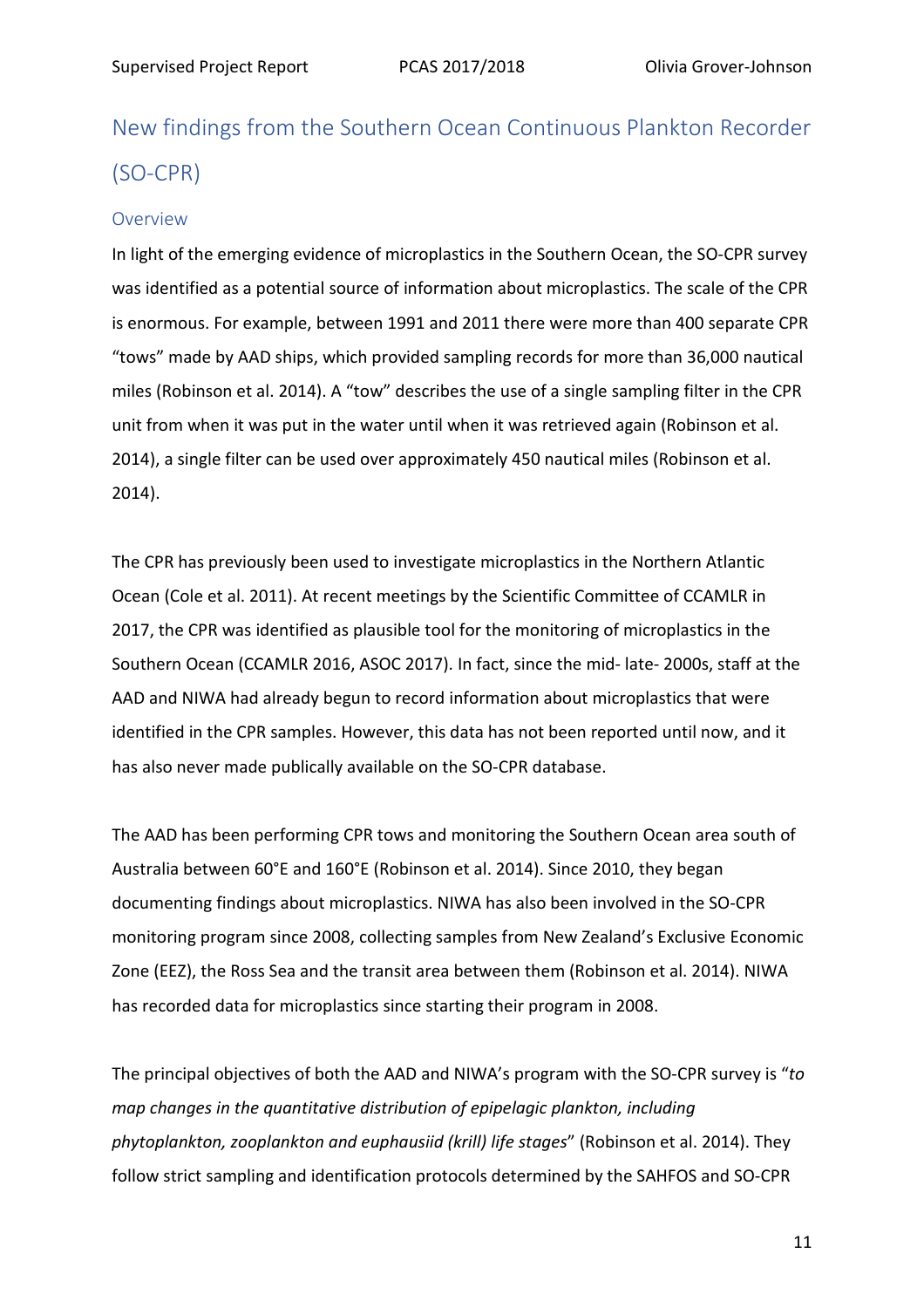## New findings from the Southern Ocean Continuous Plankton Recorder (SO-CPR)

### Overview

In light of the emerging evidence of microplastics in the Southern Ocean, the SO-CPR survey was identified as a potential source of information about microplastics. The scale of the CPR is enormous. For example, between 1991 and 2011 there were more than 400 separate CPR "tows" made by AAD ships, which provided sampling records for more than 36,000 nautical miles (Robinson et al. 2014). A "tow" describes the use of a single sampling filter in the CPR unit from when it was put in the water until when it was retrieved again (Robinson et al. 2014), a single filter can be used over approximately 450 nautical miles (Robinson et al. 2014).

The CPR has previously been used to investigate microplastics in the Northern Atlantic Ocean (Cole et al. 2011). At recent meetings by the Scientific Committee of CCAMLR in 2017, the CPR was identified as plausible tool for the monitoring of microplastics in the Southern Ocean (CCAMLR 2016, ASOC 2017). In fact, since the mid- late- 2000s, staff at the AAD and NIWA had already begun to record information about microplastics that were identified in the CPR samples. However, this data has not been reported until now, and it has also never made publically available on the SO-CPR database.

The AAD has been performing CPR tows and monitoring the Southern Ocean area south of Australia between 60°E and 160°E (Robinson et al. 2014). Since 2010, they began documenting findings about microplastics. NIWA has also been involved in the SO-CPR monitoring program since 2008, collecting samples from New Zealand's Exclusive Economic Zone (EEZ), the Ross Sea and the transit area between them (Robinson et al. 2014). NIWA has recorded data for microplastics since starting their program in 2008.

The principal objectives of both the AAD and NIWA's program with the SO-CPR survey is "*to map changes in the quantitative distribution of epipelagic plankton, including phytoplankton, zooplankton and euphausiid (krill) life stages*" (Robinson et al. 2014). They follow strict sampling and identification protocols determined by the SAHFOS and SO-CPR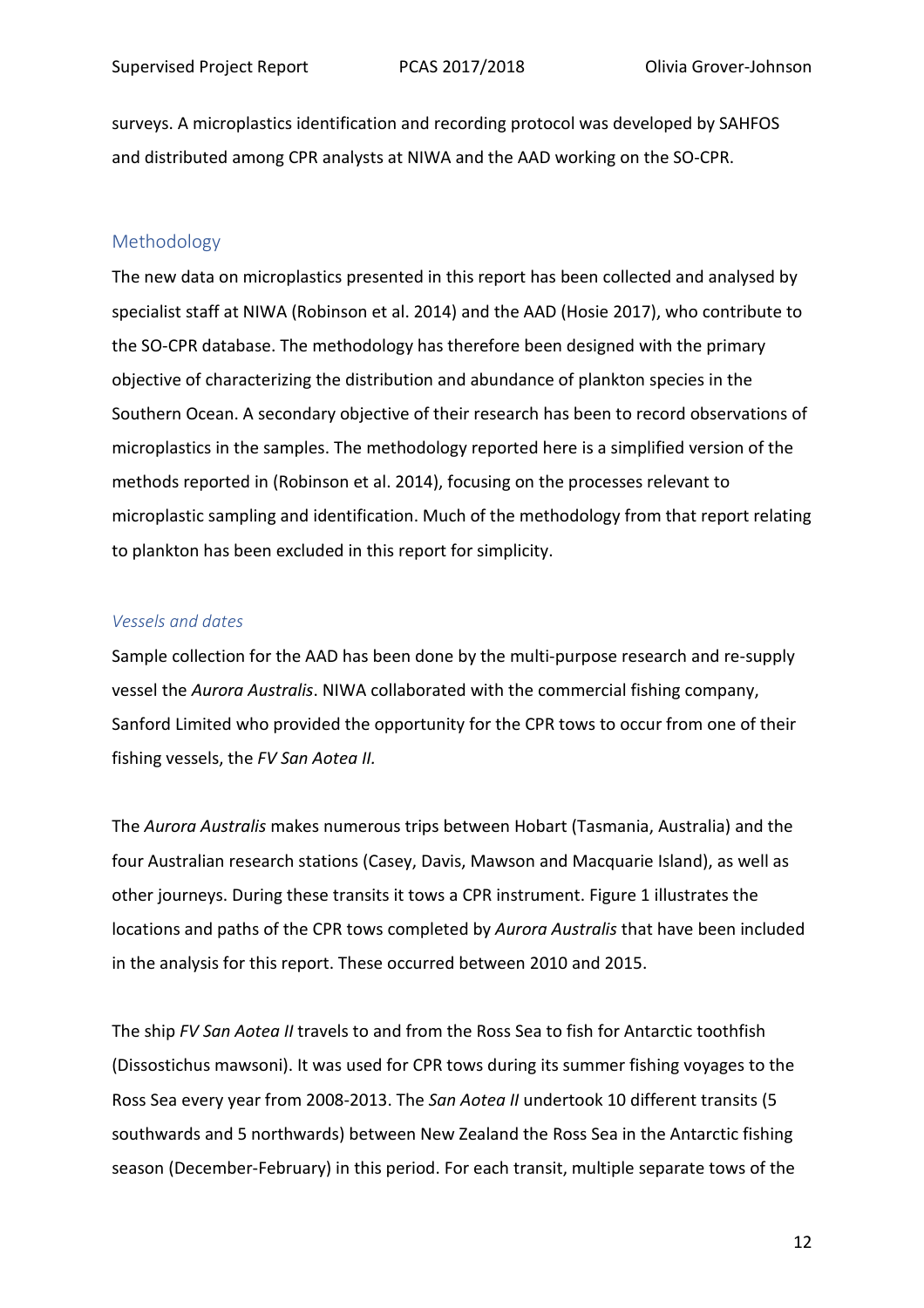surveys. A microplastics identification and recording protocol was developed by SAHFOS and distributed among CPR analysts at NIWA and the AAD working on the SO-CPR.

## Methodology

The new data on microplastics presented in this report has been collected and analysed by specialist staff at NIWA (Robinson et al. 2014) and the AAD (Hosie 2017), who contribute to the SO-CPR database. The methodology has therefore been designed with the primary objective of characterizing the distribution and abundance of plankton species in the Southern Ocean. A secondary objective of their research has been to record observations of microplastics in the samples. The methodology reported here is a simplified version of the methods reported in (Robinson et al. 2014), focusing on the processes relevant to microplastic sampling and identification. Much of the methodology from that report relating to plankton has been excluded in this report for simplicity.

### *Vessels and dates*

Sample collection for the AAD has been done by the multi-purpose research and re-supply vessel the *Aurora Australis*. NIWA collaborated with the commercial fishing company, Sanford Limited who provided the opportunity for the CPR tows to occur from one of their fishing vessels, the *FV San Aotea II.*

The *Aurora Australis* makes numerous trips between Hobart (Tasmania, Australia) and the four Australian research stations (Casey, Davis, Mawson and Macquarie Island), as well as other journeys. During these transits it tows a CPR instrument. Figure 1 illustrates the locations and paths of the CPR tows completed by *Aurora Australis* that have been included in the analysis for this report. These occurred between 2010 and 2015.

The ship *FV San Aotea II* travels to and from the Ross Sea to fish for Antarctic toothfish (Dissostichus mawsoni). It was used for CPR tows during its summer fishing voyages to the Ross Sea every year from 2008-2013. The *San Aotea II* undertook 10 different transits (5 southwards and 5 northwards) between New Zealand the Ross Sea in the Antarctic fishing season (December-February) in this period. For each transit, multiple separate tows of the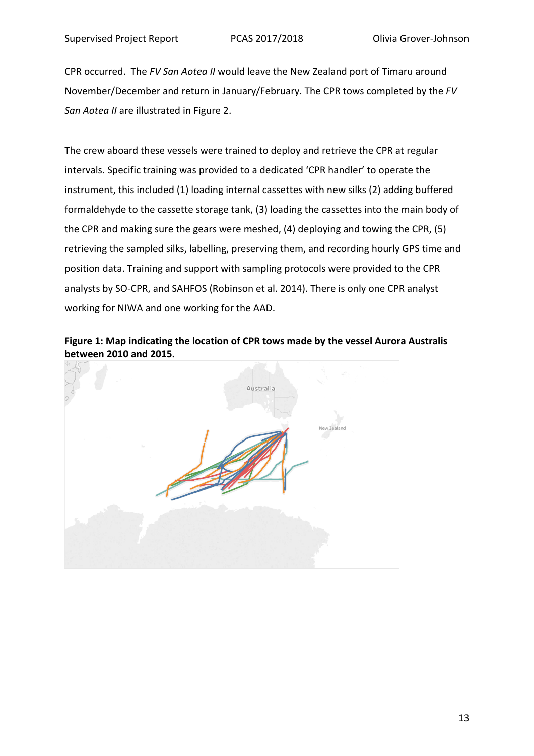CPR occurred. The *FV San Aotea II* would leave the New Zealand port of Timaru around November/December and return in January/February. The CPR tows completed by the *FV San Aotea II* are illustrated in Figure 2.

The crew aboard these vessels were trained to deploy and retrieve the CPR at regular intervals. Specific training was provided to a dedicated 'CPR handler' to operate the instrument, this included (1) loading internal cassettes with new silks (2) adding buffered formaldehyde to the cassette storage tank, (3) loading the cassettes into the main body of the CPR and making sure the gears were meshed, (4) deploying and towing the CPR, (5) retrieving the sampled silks, labelling, preserving them, and recording hourly GPS time and position data. Training and support with sampling protocols were provided to the CPR analysts by SO-CPR, and SAHFOS (Robinson et al. 2014). There is only one CPR analyst working for NIWA and one working for the AAD.

**Figure 1: Map indicating the location of CPR tows made by the vessel Aurora Australis between 2010 and 2015.**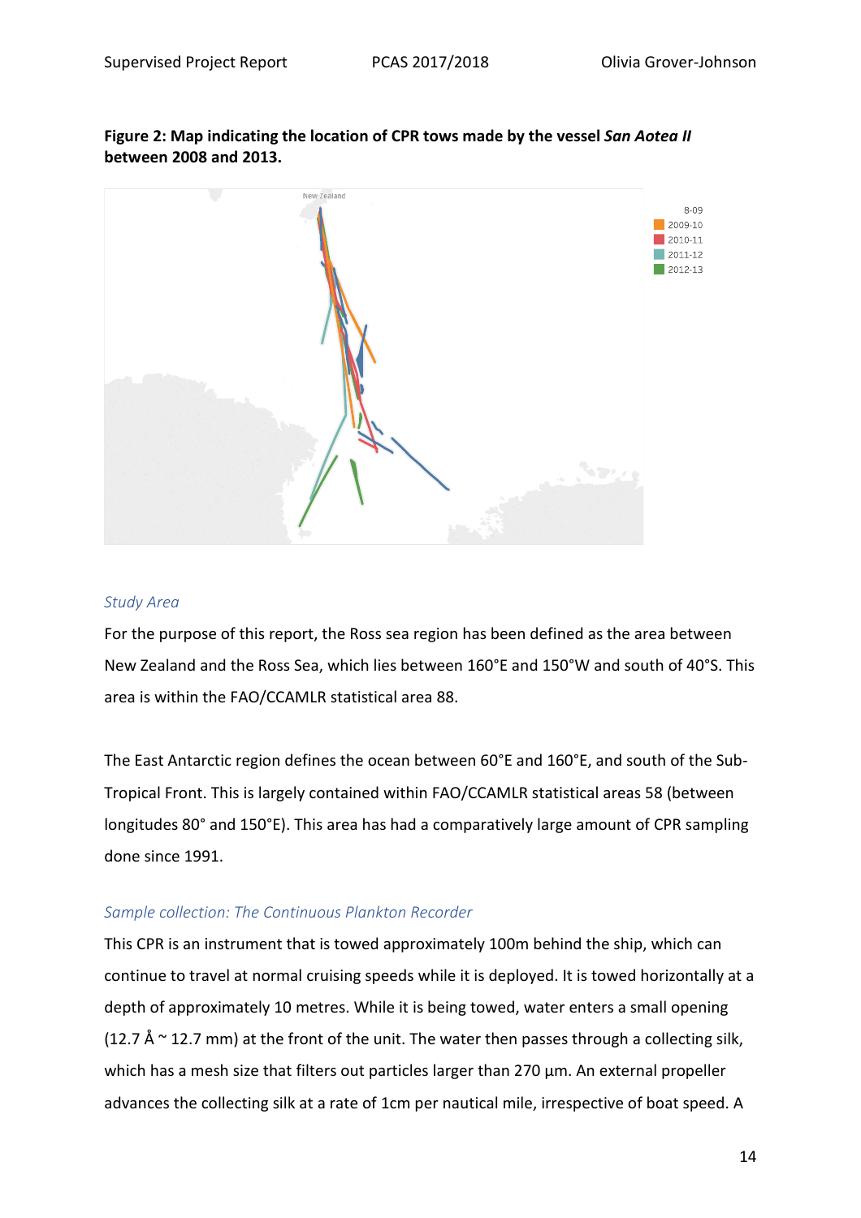**Figure 2: Map indicating the location of CPR tows made by the vessel *San Aotea II* between 2008 and 2013.**

### *Study Area*

For the purpose of this report, the Ross sea region has been defined as the area between New Zealand and the Ross Sea, which lies between 160°E and 150°W and south of 40°S. This area is within the FAO/CCAMLR statistical area 88.

The East Antarctic region defines the ocean between 60°E and 160°E, and south of the Sub-Tropical Front. This is largely contained within FAO/CCAMLR statistical areas 58 (between longitudes 80° and 150°E). This area has had a comparatively large amount of CPR sampling done since 1991.

### *Sample collection: The Continuous Plankton Recorder*

This CPR is an instrument that is towed approximately 100m behind the ship, which can continue to travel at normal cruising speeds while it is deployed. It is towed horizontally at a depth of approximately 10 metres. While it is being towed, water enters a small opening (12.7 Å ~ 12.7 mm) at the front of the unit. The water then passes through a collecting silk, which has a mesh size that filters out particles larger than 270 µm. An external propeller advances the collecting silk at a rate of 1cm per nautical mile, irrespective of boat speed. A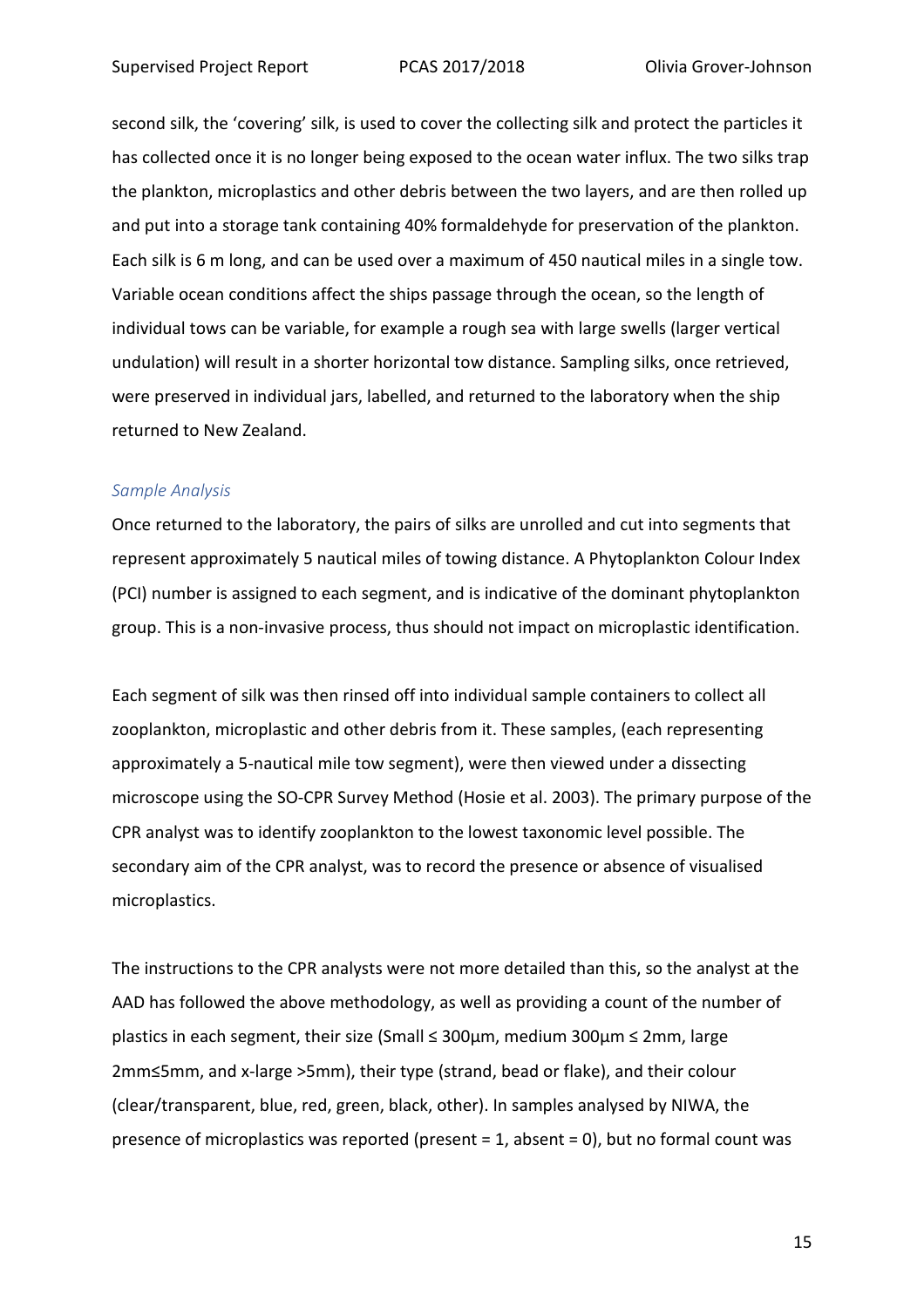second silk, the 'covering' silk, is used to cover the collecting silk and protect the particles it has collected once it is no longer being exposed to the ocean water influx. The two silks trap the plankton, microplastics and other debris between the two layers, and are then rolled up and put into a storage tank containing 40% formaldehyde for preservation of the plankton. Each silk is 6 m long, and can be used over a maximum of 450 nautical miles in a single tow. Variable ocean conditions affect the ships passage through the ocean, so the length of individual tows can be variable, for example a rough sea with large swells (larger vertical undulation) will result in a shorter horizontal tow distance. Sampling silks, once retrieved, were preserved in individual jars, labelled, and returned to the laboratory when the ship returned to New Zealand.

### *Sample Analysis*

Once returned to the laboratory, the pairs of silks are unrolled and cut into segments that represent approximately 5 nautical miles of towing distance. A Phytoplankton Colour Index (PCI) number is assigned to each segment, and is indicative of the dominant phytoplankton group. This is a non-invasive process, thus should not impact on microplastic identification.

Each segment of silk was then rinsed off into individual sample containers to collect all zooplankton, microplastic and other debris from it. These samples, (each representing approximately a 5-nautical mile tow segment), were then viewed under a dissecting microscope using the SO-CPR Survey Method (Hosie et al. 2003). The primary purpose of the CPR analyst was to identify zooplankton to the lowest taxonomic level possible. The secondary aim of the CPR analyst, was to record the presence or absence of visualised microplastics.

The instructions to the CPR analysts were not more detailed than this, so the analyst at the AAD has followed the above methodology, as well as providing a count of the number of plastics in each segment, their size (Small ≤ 300µm, medium 300µm ≤ 2mm, large 2mm≤5mm, and x-large >5mm), their type (strand, bead or flake), and their colour (clear/transparent, blue, red, green, black, other). In samples analysed by NIWA, the presence of microplastics was reported (present = 1, absent = 0), but no formal count was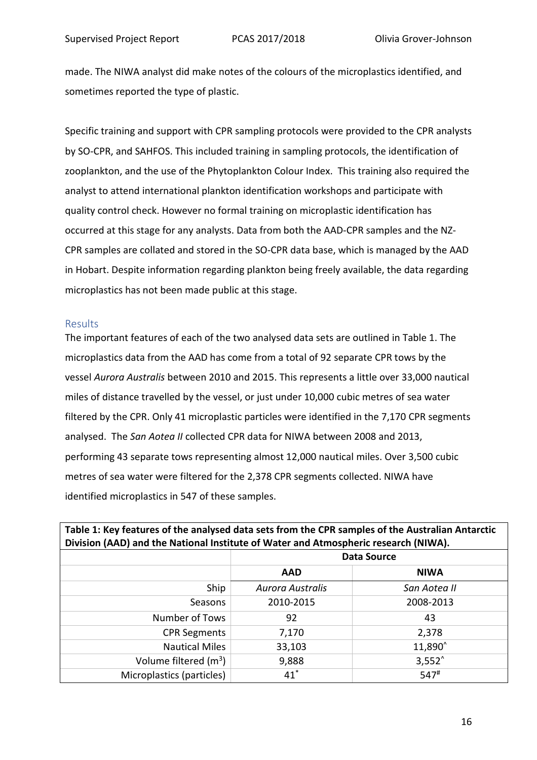made. The NIWA analyst did make notes of the colours of the microplastics identified, and sometimes reported the type of plastic.

Specific training and support with CPR sampling protocols were provided to the CPR analysts by SO-CPR, and SAHFOS. This included training in sampling protocols, the identification of zooplankton, and the use of the Phytoplankton Colour Index. This training also required the analyst to attend international plankton identification workshops and participate with quality control check. However no formal training on microplastic identification has occurred at this stage for any analysts. Data from both the AAD-CPR samples and the NZ-CPR samples are collated and stored in the SO-CPR data base, which is managed by the AAD in Hobart. Despite information regarding plankton being freely available, the data regarding microplastics has not been made public at this stage.

## Results

The important features of each of the two analysed data sets are outlined in Table 1. The microplastics data from the AAD has come from a total of 92 separate CPR tows by the vessel *Aurora Australis* between 2010 and 2015. This represents a little over 33,000 nautical miles of distance travelled by the vessel, or just under 10,000 cubic metres of sea water filtered by the CPR. Only 41 microplastic particles were identified in the 7,170 CPR segments analysed. The *San Aotea II* collected CPR data for NIWA between 2008 and 2013, performing 43 separate tows representing almost 12,000 nautical miles. Over 3,500 cubic metres of sea water were filtered for the 2,378 CPR segments collected. NIWA have identified microplastics in 547 of these samples.

**Table 1: Key features of the analysed data sets from the CPR samples of the Australian Antarctic Division (AAD) and the National Institute of Water and Atmospheric research (NIWA).**

| | Data Source | |
|---|---|---|
| | **AAD** | **NIWA** |
| Ship | *Aurora Australis* | *San Aotea II* |
| Seasons | 2010-2015 | 2008-2013 |
| Number of Tows | 92 | 43 |
| CPR Segments | 7,170 | 2,378 |
| Nautical Miles | 33,103 | 11,890^ |
| Volume filtered ($m^3$) | 9,888 | 3,552^ |
| Microplastics (particles) | 41* | 547# |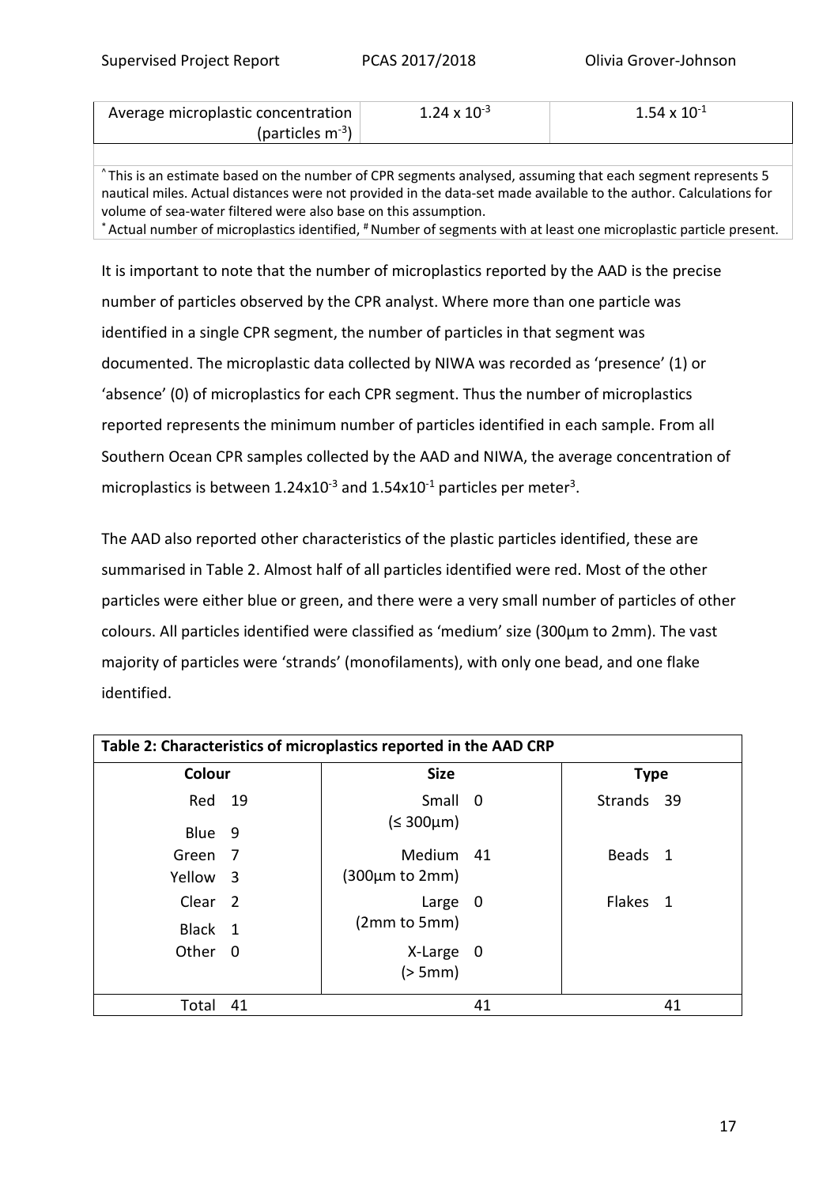| Average microplastic concentration (particles $m^{-3}$) | $1.24 \times 10^{-3}$ | $1.54 \times 10^{-1}$ |
|---|---|---|

^ This is an estimate based on the number of CPR segments analysed, assuming that each segment represents 5 nautical miles. Actual distances were not provided in the data-set made available to the author. Calculations for volume of sea-water filtered were also base on this assumption.
* Actual number of microplastics identified, # Number of segments with at least one microplastic particle present.

It is important to note that the number of microplastics reported by the AAD is the precise number of particles observed by the CPR analyst. Where more than one particle was identified in a single CPR segment, the number of particles in that segment was documented. The microplastic data collected by NIWA was recorded as 'presence' (1) or 'absence' (0) of microplastics for each CPR segment. Thus the number of microplastics reported represents the minimum number of particles identified in each sample. From all Southern Ocean CPR samples collected by the AAD and NIWA, the average concentration of microplastics is between $1.24 \times 10^{-3}$ and $1.54 \times 10^{-1}$ particles per meter$^3$.

The AAD also reported other characteristics of the plastic particles identified, these are summarised in Table 2. Almost half of all particles identified were red. Most of the other particles were either blue or green, and there were a very small number of particles of other colours. All particles identified were classified as 'medium' size (300µm to 2mm). The vast majority of particles were 'strands' (monofilaments), with only one bead, and one flake identified.

**Table 2: Characteristics of microplastics reported in the AAD CRP**

| Colour | | Size | | Type | |
|---|---|---|---|---|---|
| Red | 19 | Small (≤ 300µm) | 0 | Strands | 39 |
| Blue | 9 | | | | |
| Green | 7 | Medium (300µm to 2mm) | 41 | Beads | 1 |
| Yellow | 3 | | | | |
| Clear | 2 | Large (2mm to 5mm) | 0 | Flakes | 1 |
| Black | 1 | | | | |
| Other | 0 | X-Large (> 5mm) | 0 | | |
| Total | 41 | | 41 | | 41 |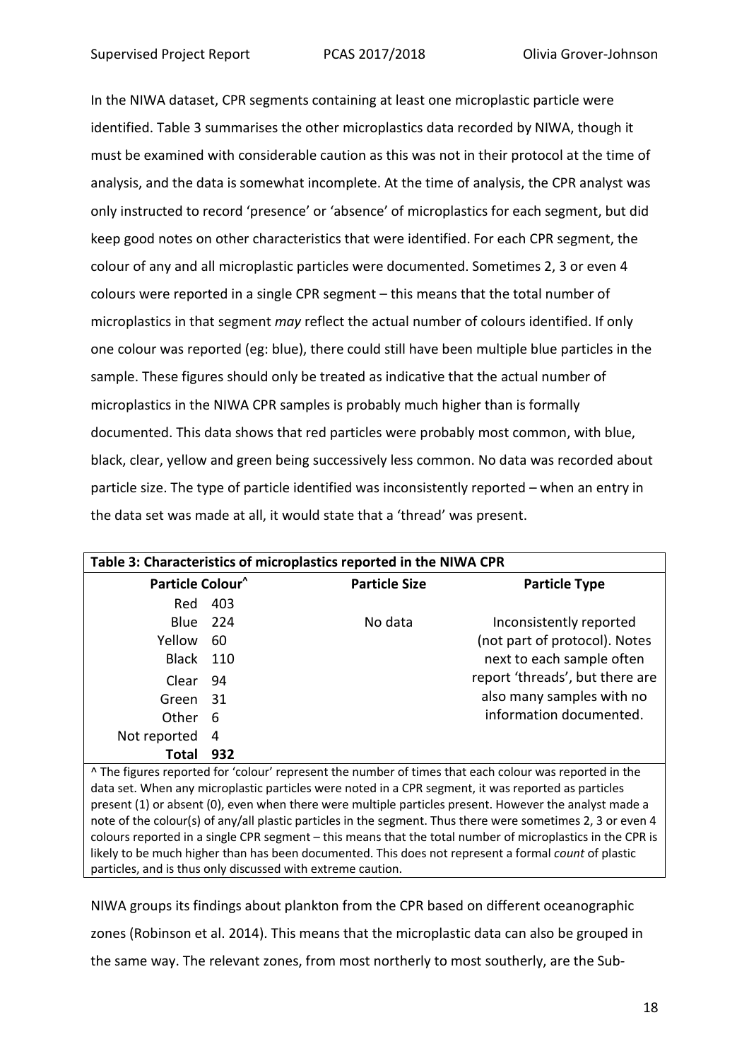In the NIWA dataset, CPR segments containing at least one microplastic particle were identified. Table 3 summarises the other microplastics data recorded by NIWA, though it must be examined with considerable caution as this was not in their protocol at the time of analysis, and the data is somewhat incomplete. At the time of analysis, the CPR analyst was only instructed to record 'presence' or 'absence' of microplastics for each segment, but did keep good notes on other characteristics that were identified. For each CPR segment, the colour of any and all microplastic particles were documented. Sometimes 2, 3 or even 4 colours were reported in a single CPR segment – this means that the total number of microplastics in that segment *may* reflect the actual number of colours identified. If only one colour was reported (eg: blue), there could still have been multiple blue particles in the sample. These figures should only be treated as indicative that the actual number of microplastics in the NIWA CPR samples is probably much higher than is formally documented. This data shows that red particles were probably most common, with blue, black, clear, yellow and green being successively less common. No data was recorded about particle size. The type of particle identified was inconsistently reported – when an entry in the data set was made at all, it would state that a 'thread' was present.

**Table 3: Characteristics of microplastics reported in the NIWA CPR**

| Particle Colour^ | | Particle Size | Particle Type |
|---|---|---|---|
| Red | 403 | No data | Inconsistently reported (not part of protocol). Notes next to each sample often report 'threads', but there are also many samples with no information documented. |
| Blue | 224 | | |
| Yellow | 60 | | |
| Black | 110 | | |
| Clear | 94 | | |
| Green | 31 | | |
| Other | 6 | | |
| Not reported | 4 | | |
| **Total** | **932** | | |

^ The figures reported for 'colour' represent the number of times that each colour was reported in the data set. When any microplastic particles were noted in a CPR segment, it was reported as particles present (1) or absent (0), even when there were multiple particles present. However the analyst made a note of the colour(s) of any/all plastic particles in the segment. Thus there were sometimes 2, 3 or even 4 colours reported in a single CPR segment – this means that the total number of microplastics in the CPR is likely to be much higher than has been documented. This does not represent a formal *count* of plastic particles, and is thus only discussed with extreme caution.

NIWA groups its findings about plankton from the CPR based on different oceanographic zones (Robinson et al. 2014). This means that the microplastic data can also be grouped in the same way. The relevant zones, from most northerly to most southerly, are the Sub-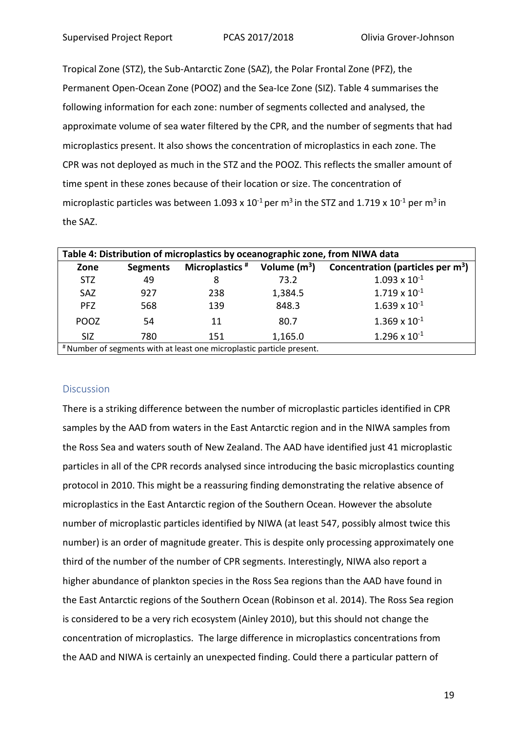Tropical Zone (STZ), the Sub-Antarctic Zone (SAZ), the Polar Frontal Zone (PFZ), the Permanent Open-Ocean Zone (POOZ) and the Sea-Ice Zone (SIZ). Table 4 summarises the following information for each zone: number of segments collected and analysed, the approximate volume of sea water filtered by the CPR, and the number of segments that had microplastics present. It also shows the concentration of microplastics in each zone. The CPR was not deployed as much in the STZ and the POOZ. This reflects the smaller amount of time spent in these zones because of their location or size. The concentration of microplastic particles was between $1.093 \times 10^{-1}$ per $m^3$ in the STZ and $1.719 \times 10^{-1}$ per $m^3$ in the SAZ.

**Table 4: Distribution of microplastics by oceanographic zone, from NIWA data**

| Zone | Segments | Microplastics # | Volume ($m^3$) | Concentration (particles per $m^3$) |
|---|---|---|---|---|
| STZ | 49 | 8 | 73.2 | $1.093 \times 10^{-1}$ |
| SAZ | 927 | 238 | 1,384.5 | $1.719 \times 10^{-1}$ |
| PFZ | 568 | 139 | 848.3 | $1.639 \times 10^{-1}$ |
| POOZ | 54 | 11 | 80.7 | $1.369 \times 10^{-1}$ |
| SIZ | 780 | 151 | 1,165.0 | $1.296 \times 10^{-1}$ |

# Number of segments with at least one microplastic particle present.

## Discussion

There is a striking difference between the number of microplastic particles identified in CPR samples by the AAD from waters in the East Antarctic region and in the NIWA samples from the Ross Sea and waters south of New Zealand. The AAD have identified just 41 microplastic particles in all of the CPR records analysed since introducing the basic microplastics counting protocol in 2010. This might be a reassuring finding demonstrating the relative absence of microplastics in the East Antarctic region of the Southern Ocean. However the absolute number of microplastic particles identified by NIWA (at least 547, possibly almost twice this number) is an order of magnitude greater. This is despite only processing approximately one third of the number of the number of CPR segments. Interestingly, NIWA also report a higher abundance of plankton species in the Ross Sea regions than the AAD have found in the East Antarctic regions of the Southern Ocean (Robinson et al. 2014). The Ross Sea region is considered to be a very rich ecosystem (Ainley 2010), but this should not change the concentration of microplastics. The large difference in microplastics concentrations from the AAD and NIWA is certainly an unexpected finding. Could there a particular pattern of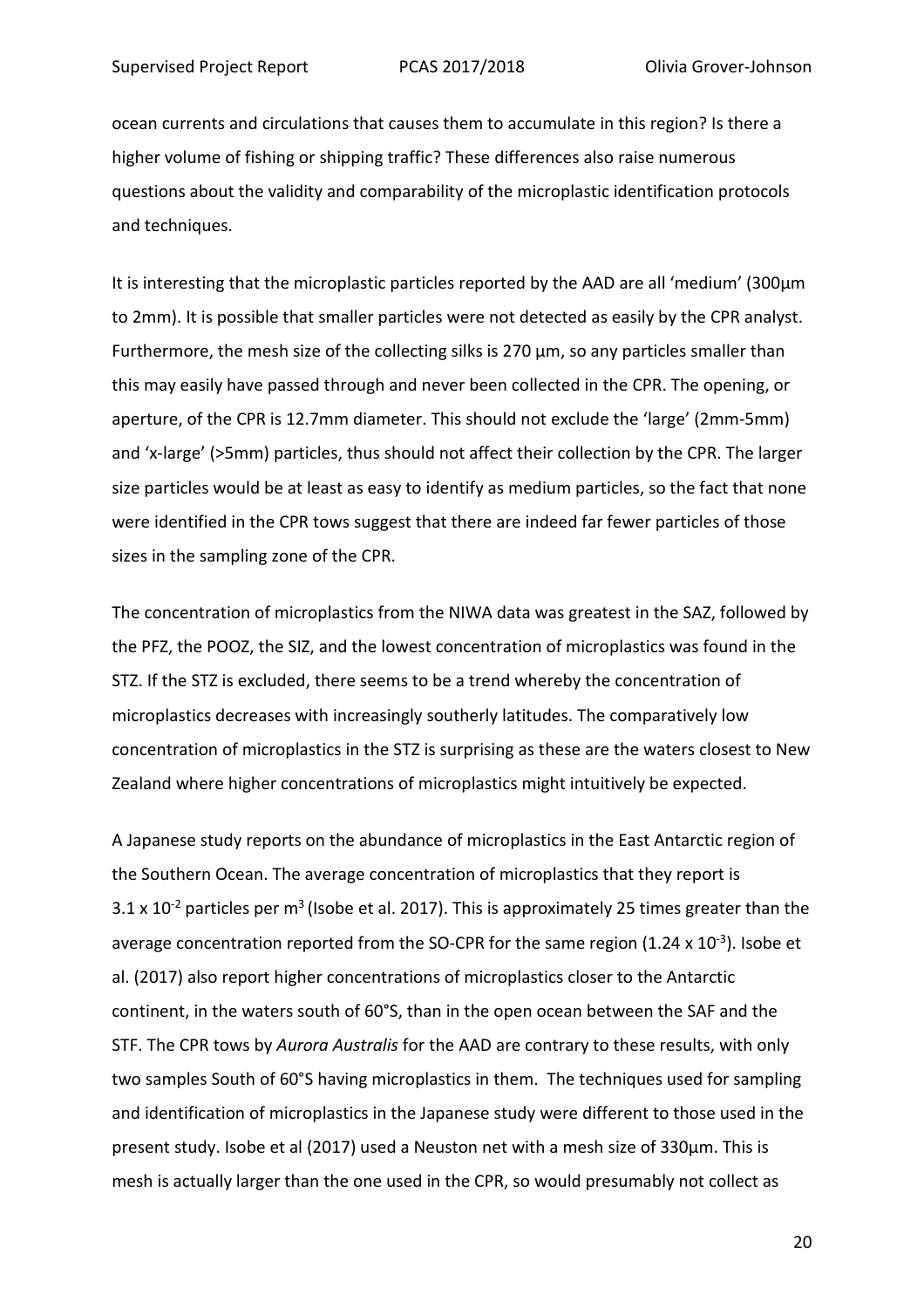ocean currents and circulations that causes them to accumulate in this region? Is there a higher volume of fishing or shipping traffic? These differences also raise numerous questions about the validity and comparability of the microplastic identification protocols and techniques.

It is interesting that the microplastic particles reported by the AAD are all 'medium' (300µm to 2mm). It is possible that smaller particles were not detected as easily by the CPR analyst. Furthermore, the mesh size of the collecting silks is 270 µm, so any particles smaller than this may easily have passed through and never been collected in the CPR. The opening, or aperture, of the CPR is 12.7mm diameter. This should not exclude the 'large' (2mm-5mm) and 'x-large' (>5mm) particles, thus should not affect their collection by the CPR. The larger size particles would be at least as easy to identify as medium particles, so the fact that none were identified in the CPR tows suggest that there are indeed far fewer particles of those sizes in the sampling zone of the CPR.

The concentration of microplastics from the NIWA data was greatest in the SAZ, followed by the PFZ, the POOZ, the SIZ, and the lowest concentration of microplastics was found in the STZ. If the STZ is excluded, there seems to be a trend whereby the concentration of microplastics decreases with increasingly southerly latitudes. The comparatively low concentration of microplastics in the STZ is surprising as these are the waters closest to New Zealand where higher concentrations of microplastics might intuitively be expected.

A Japanese study reports on the abundance of microplastics in the East Antarctic region of the Southern Ocean. The average concentration of microplastics that they report is $3.1 \times 10^{-2}$ particles per $m^3$ (Isobe et al. 2017). This is approximately 25 times greater than the average concentration reported from the SO-CPR for the same region ($1.24 \times 10^{-3}$). Isobe et al. (2017) also report higher concentrations of microplastics closer to the Antarctic continent, in the waters south of 60°S, than in the open ocean between the SAF and the STF. The CPR tows by *Aurora Australis* for the AAD are contrary to these results, with only two samples South of 60°S having microplastics in them. The techniques used for sampling and identification of microplastics in the Japanese study were different to those used in the present study. Isobe et al (2017) used a Neuston net with a mesh size of 330µm. This is mesh is actually larger than the one used in the CPR, so would presumably not collect as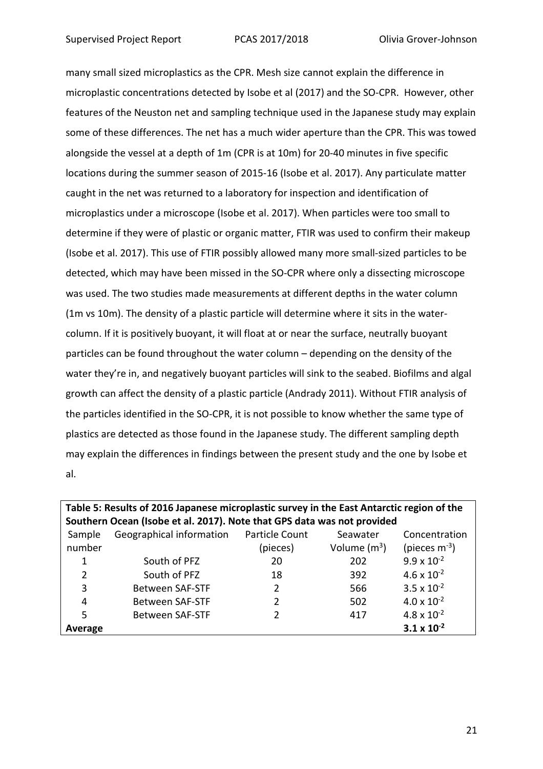many small sized microplastics as the CPR. Mesh size cannot explain the difference in microplastic concentrations detected by Isobe et al (2017) and the SO-CPR. However, other features of the Neuston net and sampling technique used in the Japanese study may explain some of these differences. The net has a much wider aperture than the CPR. This was towed alongside the vessel at a depth of 1m (CPR is at 10m) for 20-40 minutes in five specific locations during the summer season of 2015-16 (Isobe et al. 2017). Any particulate matter caught in the net was returned to a laboratory for inspection and identification of microplastics under a microscope (Isobe et al. 2017). When particles were too small to determine if they were of plastic or organic matter, FTIR was used to confirm their makeup (Isobe et al. 2017). This use of FTIR possibly allowed many more small-sized particles to be detected, which may have been missed in the SO-CPR where only a dissecting microscope was used. The two studies made measurements at different depths in the water column (1m vs 10m). The density of a plastic particle will determine where it sits in the water-column. If it is positively buoyant, it will float at or near the surface, neutrally buoyant particles can be found throughout the water column – depending on the density of the water they're in, and negatively buoyant particles will sink to the seabed. Biofilms and algal growth can affect the density of a plastic particle (Andrady 2011). Without FTIR analysis of the particles identified in the SO-CPR, it is not possible to know whether the same type of plastics are detected as those found in the Japanese study. The different sampling depth may explain the differences in findings between the present study and the one by Isobe et al.

**Table 5: Results of 2016 Japanese microplastic survey in the East Antarctic region of the Southern Ocean (Isobe et al. 2017). Note that GPS data was not provided**

| Sample number | Geographical information | Particle Count (pieces) | Seawater Volume ($m^3$) | Concentration (pieces $m^{-3}$) |
|---|---|---|---|---|
| 1 | South of PFZ | 20 | 202 | $9.9 \times 10^{-2}$ |
| 2 | South of PFZ | 18 | 392 | $4.6 \times 10^{-2}$ |
| 3 | Between SAF-STF | 2 | 566 | $3.5 \times 10^{-2}$ |
| 4 | Between SAF-STF | 2 | 502 | $4.0 \times 10^{-2}$ |
| 5 | Between SAF-STF | 2 | 417 | $4.8 \times 10^{-2}$ |
| **Average** | | | | $\mathbf{3.1 \times 10^{-2}}$ |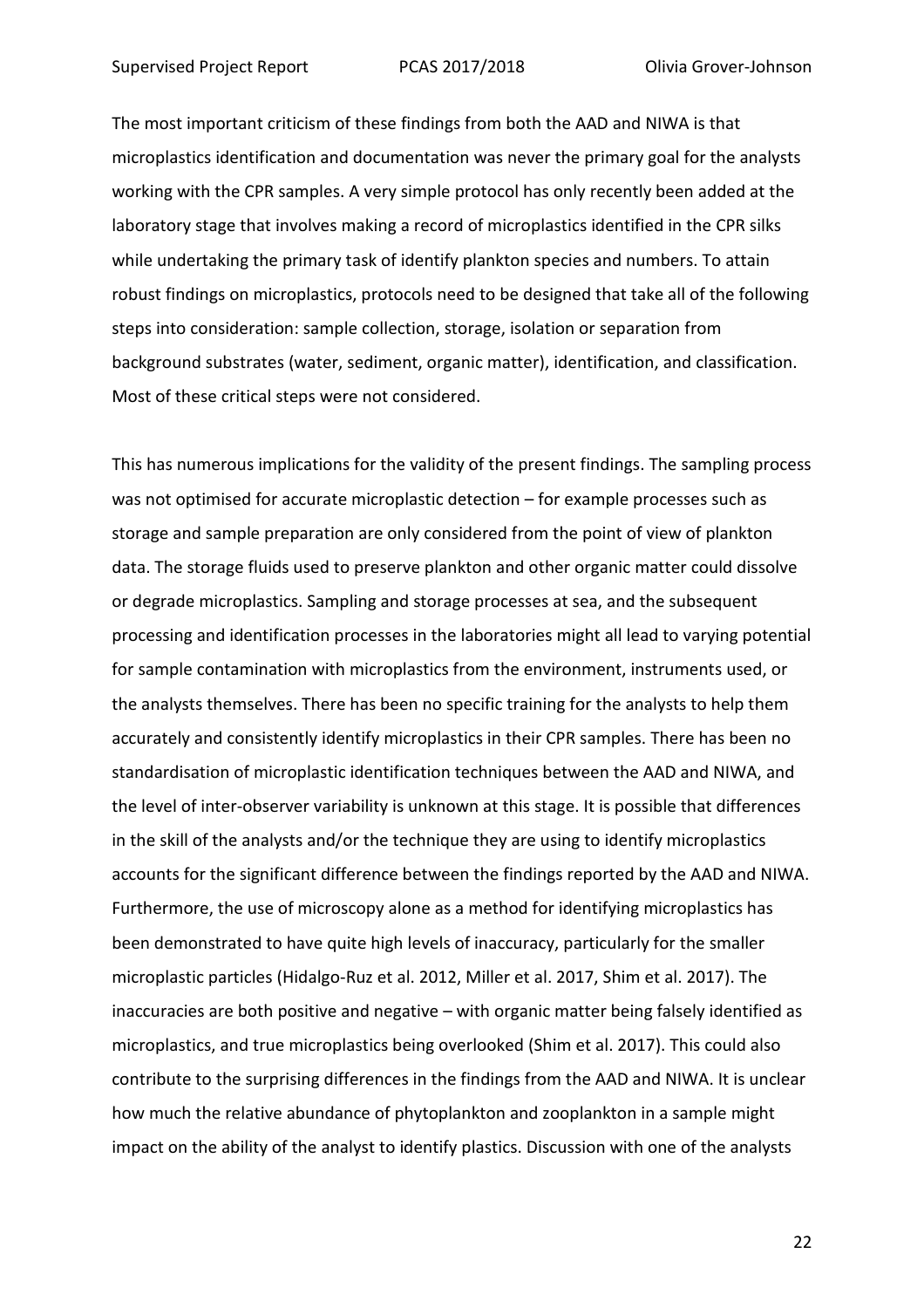The most important criticism of these findings from both the AAD and NIWA is that microplastics identification and documentation was never the primary goal for the analysts working with the CPR samples. A very simple protocol has only recently been added at the laboratory stage that involves making a record of microplastics identified in the CPR silks while undertaking the primary task of identify plankton species and numbers. To attain robust findings on microplastics, protocols need to be designed that take all of the following steps into consideration: sample collection, storage, isolation or separation from background substrates (water, sediment, organic matter), identification, and classification. Most of these critical steps were not considered.

This has numerous implications for the validity of the present findings. The sampling process was not optimised for accurate microplastic detection – for example processes such as storage and sample preparation are only considered from the point of view of plankton data. The storage fluids used to preserve plankton and other organic matter could dissolve or degrade microplastics. Sampling and storage processes at sea, and the subsequent processing and identification processes in the laboratories might all lead to varying potential for sample contamination with microplastics from the environment, instruments used, or the analysts themselves. There has been no specific training for the analysts to help them accurately and consistently identify microplastics in their CPR samples. There has been no standardisation of microplastic identification techniques between the AAD and NIWA, and the level of inter-observer variability is unknown at this stage. It is possible that differences in the skill of the analysts and/or the technique they are using to identify microplastics accounts for the significant difference between the findings reported by the AAD and NIWA. Furthermore, the use of microscopy alone as a method for identifying microplastics has been demonstrated to have quite high levels of inaccuracy, particularly for the smaller microplastic particles (Hidalgo-Ruz et al. 2012, Miller et al. 2017, Shim et al. 2017). The inaccuracies are both positive and negative – with organic matter being falsely identified as microplastics, and true microplastics being overlooked (Shim et al. 2017). This could also contribute to the surprising differences in the findings from the AAD and NIWA. It is unclear how much the relative abundance of phytoplankton and zooplankton in a sample might impact on the ability of the analyst to identify plastics. Discussion with one of the analysts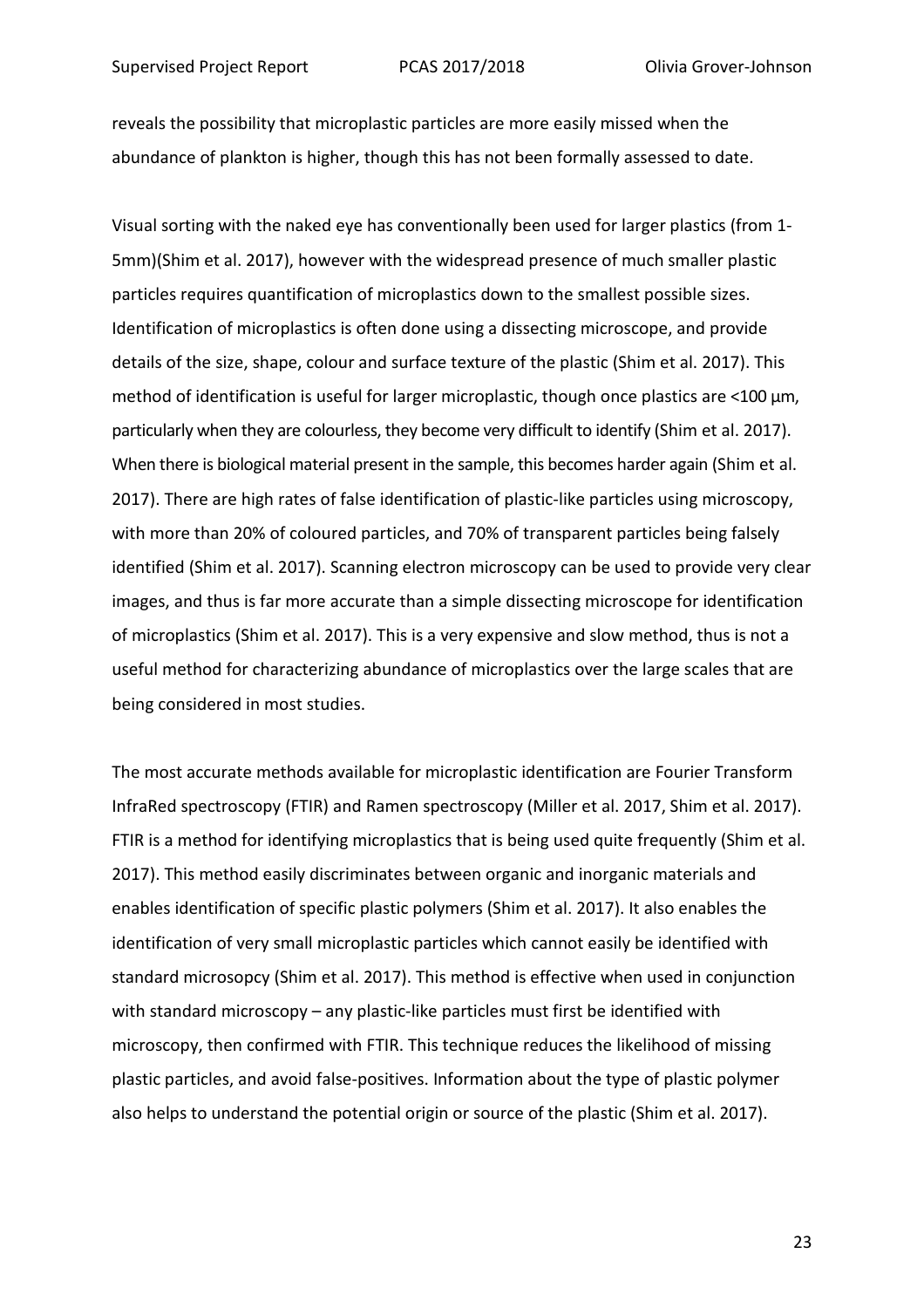reveals the possibility that microplastic particles are more easily missed when the abundance of plankton is higher, though this has not been formally assessed to date.

Visual sorting with the naked eye has conventionally been used for larger plastics (from 1-5mm)(Shim et al. 2017), however with the widespread presence of much smaller plastic particles requires quantification of microplastics down to the smallest possible sizes. Identification of microplastics is often done using a dissecting microscope, and provide details of the size, shape, colour and surface texture of the plastic (Shim et al. 2017). This method of identification is useful for larger microplastic, though once plastics are <100 µm, particularly when they are colourless, they become very difficult to identify (Shim et al. 2017). When there is biological material present in the sample, this becomes harder again (Shim et al. 2017). There are high rates of false identification of plastic-like particles using microscopy, with more than 20% of coloured particles, and 70% of transparent particles being falsely identified (Shim et al. 2017). Scanning electron microscopy can be used to provide very clear images, and thus is far more accurate than a simple dissecting microscope for identification of microplastics (Shim et al. 2017). This is a very expensive and slow method, thus is not a useful method for characterizing abundance of microplastics over the large scales that are being considered in most studies.

The most accurate methods available for microplastic identification are Fourier Transform InfraRed spectroscopy (FTIR) and Ramen spectroscopy (Miller et al. 2017, Shim et al. 2017). FTIR is a method for identifying microplastics that is being used quite frequently (Shim et al. 2017). This method easily discriminates between organic and inorganic materials and enables identification of specific plastic polymers (Shim et al. 2017). It also enables the identification of very small microplastic particles which cannot easily be identified with standard microsopcy (Shim et al. 2017). This method is effective when used in conjunction with standard microscopy – any plastic-like particles must first be identified with microscopy, then confirmed with FTIR. This technique reduces the likelihood of missing plastic particles, and avoid false-positives. Information about the type of plastic polymer also helps to understand the potential origin or source of the plastic (Shim et al. 2017).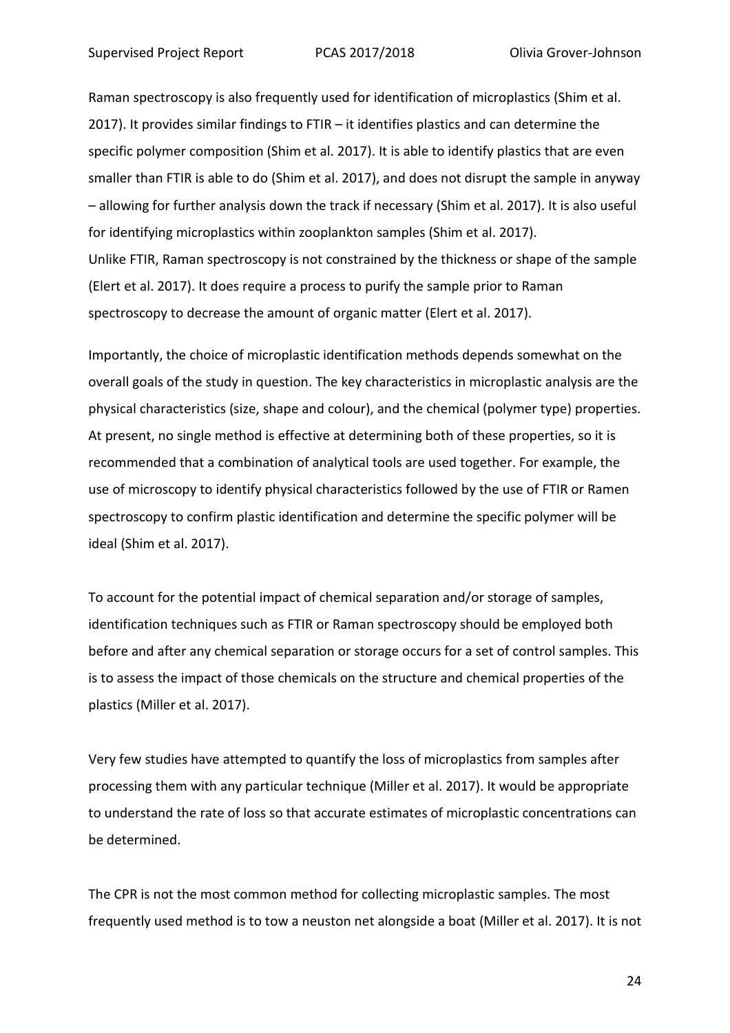Raman spectroscopy is also frequently used for identification of microplastics (Shim et al. 2017). It provides similar findings to FTIR – it identifies plastics and can determine the specific polymer composition (Shim et al. 2017). It is able to identify plastics that are even smaller than FTIR is able to do (Shim et al. 2017), and does not disrupt the sample in anyway – allowing for further analysis down the track if necessary (Shim et al. 2017). It is also useful for identifying microplastics within zooplankton samples (Shim et al. 2017).
Unlike FTIR, Raman spectroscopy is not constrained by the thickness or shape of the sample (Elert et al. 2017). It does require a process to purify the sample prior to Raman spectroscopy to decrease the amount of organic matter (Elert et al. 2017).

Importantly, the choice of microplastic identification methods depends somewhat on the overall goals of the study in question. The key characteristics in microplastic analysis are the physical characteristics (size, shape and colour), and the chemical (polymer type) properties. At present, no single method is effective at determining both of these properties, so it is recommended that a combination of analytical tools are used together. For example, the use of microscopy to identify physical characteristics followed by the use of FTIR or Ramen spectroscopy to confirm plastic identification and determine the specific polymer will be ideal (Shim et al. 2017).

To account for the potential impact of chemical separation and/or storage of samples, identification techniques such as FTIR or Raman spectroscopy should be employed both before and after any chemical separation or storage occurs for a set of control samples. This is to assess the impact of those chemicals on the structure and chemical properties of the plastics (Miller et al. 2017).

Very few studies have attempted to quantify the loss of microplastics from samples after processing them with any particular technique (Miller et al. 2017). It would be appropriate to understand the rate of loss so that accurate estimates of microplastic concentrations can be determined.

The CPR is not the most common method for collecting microplastic samples. The most frequently used method is to tow a neuston net alongside a boat (Miller et al. 2017). It is not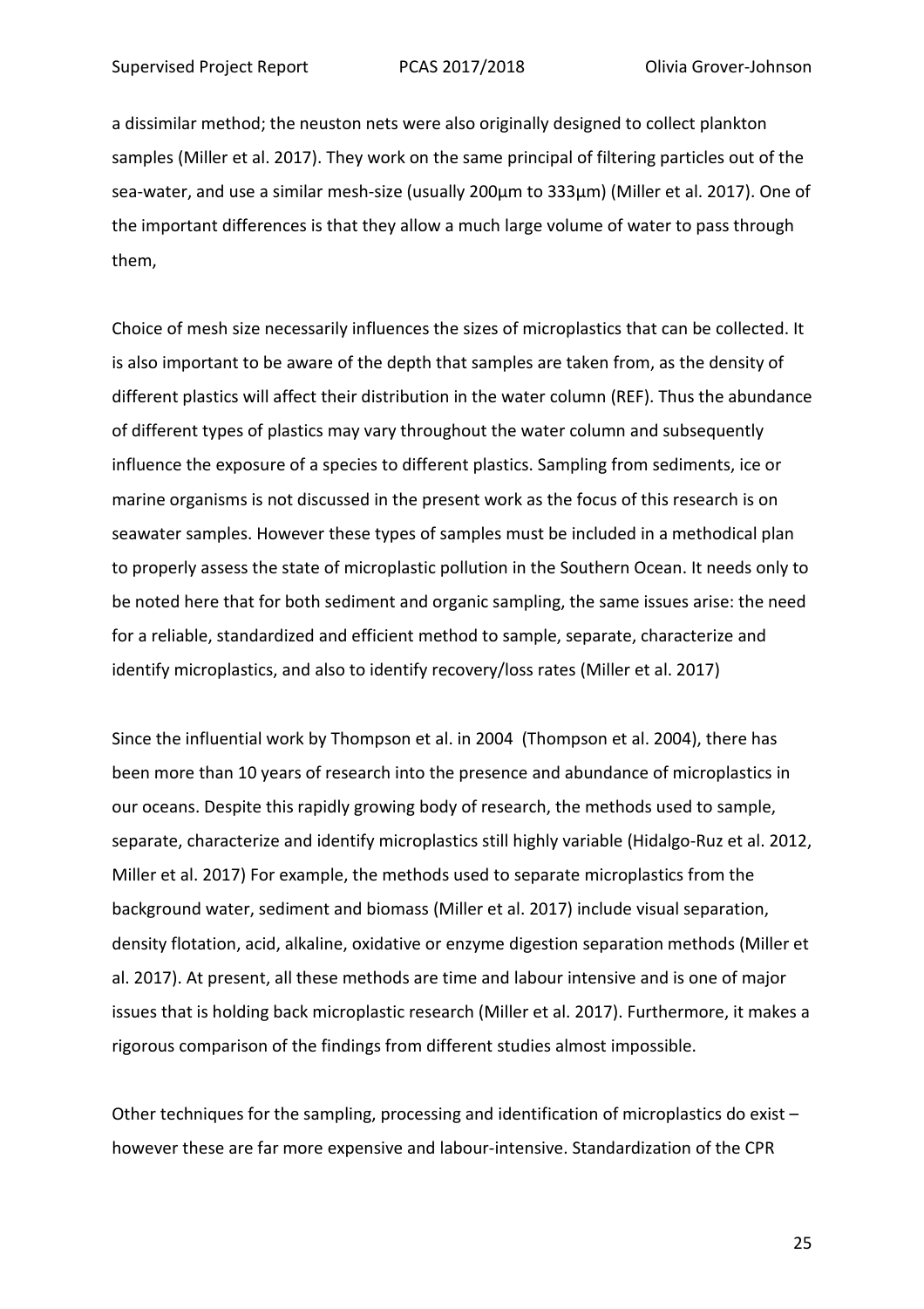a dissimilar method; the neuston nets were also originally designed to collect plankton samples (Miller et al. 2017). They work on the same principal of filtering particles out of the sea-water, and use a similar mesh-size (usually 200µm to 333µm) (Miller et al. 2017). One of the important differences is that they allow a much large volume of water to pass through them,

Choice of mesh size necessarily influences the sizes of microplastics that can be collected. It is also important to be aware of the depth that samples are taken from, as the density of different plastics will affect their distribution in the water column (REF). Thus the abundance of different types of plastics may vary throughout the water column and subsequently influence the exposure of a species to different plastics. Sampling from sediments, ice or marine organisms is not discussed in the present work as the focus of this research is on seawater samples. However these types of samples must be included in a methodical plan to properly assess the state of microplastic pollution in the Southern Ocean. It needs only to be noted here that for both sediment and organic sampling, the same issues arise: the need for a reliable, standardized and efficient method to sample, separate, characterize and identify microplastics, and also to identify recovery/loss rates (Miller et al. 2017)

Since the influential work by Thompson et al. in 2004 (Thompson et al. 2004), there has been more than 10 years of research into the presence and abundance of microplastics in our oceans. Despite this rapidly growing body of research, the methods used to sample, separate, characterize and identify microplastics still highly variable (Hidalgo-Ruz et al. 2012, Miller et al. 2017) For example, the methods used to separate microplastics from the background water, sediment and biomass (Miller et al. 2017) include visual separation, density flotation, acid, alkaline, oxidative or enzyme digestion separation methods (Miller et al. 2017). At present, all these methods are time and labour intensive and is one of major issues that is holding back microplastic research (Miller et al. 2017). Furthermore, it makes a rigorous comparison of the findings from different studies almost impossible.

Other techniques for the sampling, processing and identification of microplastics do exist – however these are far more expensive and labour-intensive. Standardization of the CPR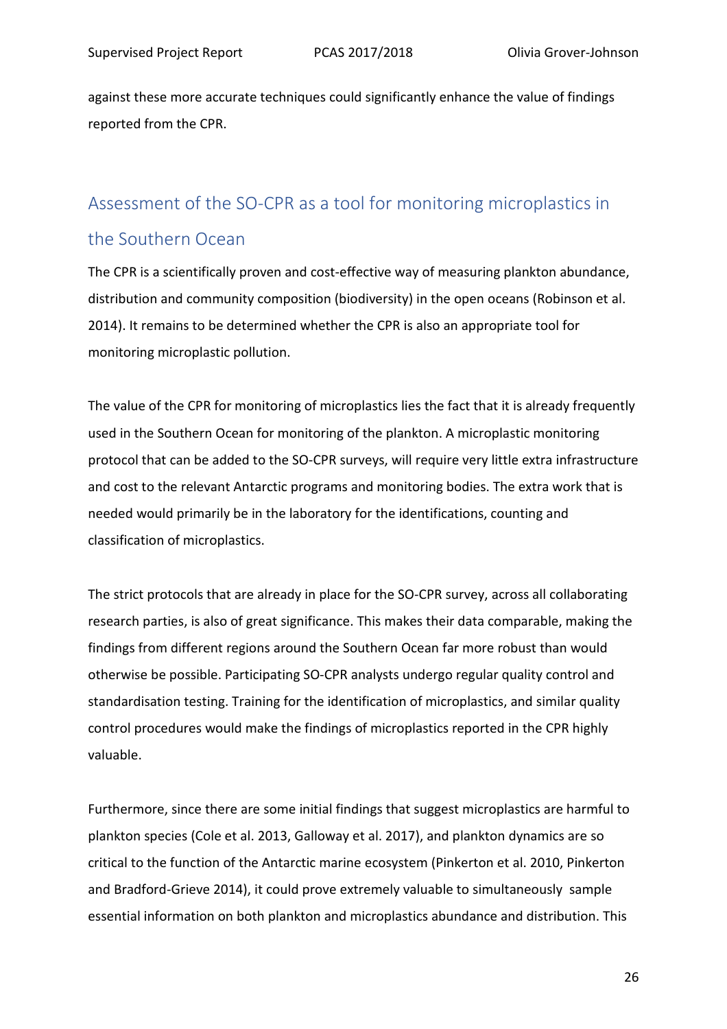against these more accurate techniques could significantly enhance the value of findings reported from the CPR.

## Assessment of the SO-CPR as a tool for monitoring microplastics in the Southern Ocean

The CPR is a scientifically proven and cost-effective way of measuring plankton abundance, distribution and community composition (biodiversity) in the open oceans (Robinson et al. 2014). It remains to be determined whether the CPR is also an appropriate tool for monitoring microplastic pollution.

The value of the CPR for monitoring of microplastics lies the fact that it is already frequently used in the Southern Ocean for monitoring of the plankton. A microplastic monitoring protocol that can be added to the SO-CPR surveys, will require very little extra infrastructure and cost to the relevant Antarctic programs and monitoring bodies. The extra work that is needed would primarily be in the laboratory for the identifications, counting and classification of microplastics.

The strict protocols that are already in place for the SO-CPR survey, across all collaborating research parties, is also of great significance. This makes their data comparable, making the findings from different regions around the Southern Ocean far more robust than would otherwise be possible. Participating SO-CPR analysts undergo regular quality control and standardisation testing. Training for the identification of microplastics, and similar quality control procedures would make the findings of microplastics reported in the CPR highly valuable.

Furthermore, since there are some initial findings that suggest microplastics are harmful to plankton species (Cole et al. 2013, Galloway et al. 2017), and plankton dynamics are so critical to the function of the Antarctic marine ecosystem (Pinkerton et al. 2010, Pinkerton and Bradford-Grieve 2014), it could prove extremely valuable to simultaneously sample essential information on both plankton and microplastics abundance and distribution. This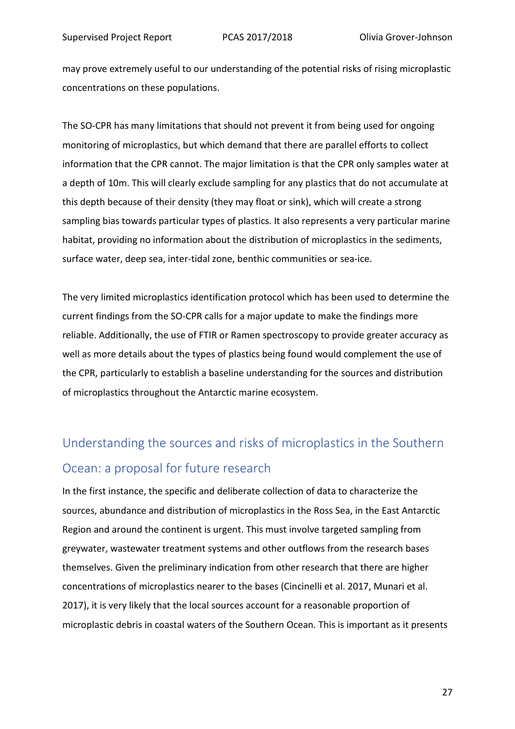may prove extremely useful to our understanding of the potential risks of rising microplastic concentrations on these populations.

The SO-CPR has many limitations that should not prevent it from being used for ongoing monitoring of microplastics, but which demand that there are parallel efforts to collect information that the CPR cannot. The major limitation is that the CPR only samples water at a depth of 10m. This will clearly exclude sampling for any plastics that do not accumulate at this depth because of their density (they may float or sink), which will create a strong sampling bias towards particular types of plastics. It also represents a very particular marine habitat, providing no information about the distribution of microplastics in the sediments, surface water, deep sea, inter-tidal zone, benthic communities or sea-ice.

The very limited microplastics identification protocol which has been used to determine the current findings from the SO-CPR calls for a major update to make the findings more reliable. Additionally, the use of FTIR or Ramen spectroscopy to provide greater accuracy as well as more details about the types of plastics being found would complement the use of the CPR, particularly to establish a baseline understanding for the sources and distribution of microplastics throughout the Antarctic marine ecosystem.

## Understanding the sources and risks of microplastics in the Southern Ocean: a proposal for future research

In the first instance, the specific and deliberate collection of data to characterize the sources, abundance and distribution of microplastics in the Ross Sea, in the East Antarctic Region and around the continent is urgent. This must involve targeted sampling from greywater, wastewater treatment systems and other outflows from the research bases themselves. Given the preliminary indication from other research that there are higher concentrations of microplastics nearer to the bases (Cincinelli et al. 2017, Munari et al. 2017), it is very likely that the local sources account for a reasonable proportion of microplastic debris in coastal waters of the Southern Ocean. This is important as it presents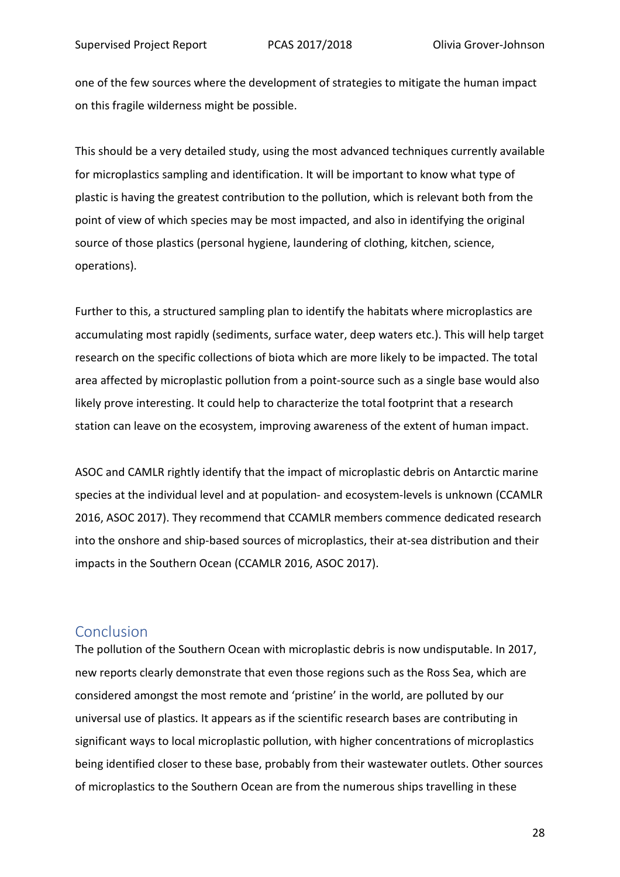one of the few sources where the development of strategies to mitigate the human impact on this fragile wilderness might be possible.

This should be a very detailed study, using the most advanced techniques currently available for microplastics sampling and identification. It will be important to know what type of plastic is having the greatest contribution to the pollution, which is relevant both from the point of view of which species may be most impacted, and also in identifying the original source of those plastics (personal hygiene, laundering of clothing, kitchen, science, operations).

Further to this, a structured sampling plan to identify the habitats where microplastics are accumulating most rapidly (sediments, surface water, deep waters etc.). This will help target research on the specific collections of biota which are more likely to be impacted. The total area affected by microplastic pollution from a point-source such as a single base would also likely prove interesting. It could help to characterize the total footprint that a research station can leave on the ecosystem, improving awareness of the extent of human impact.

ASOC and CAMLR rightly identify that the impact of microplastic debris on Antarctic marine species at the individual level and at population- and ecosystem-levels is unknown (CCAMLR 2016, ASOC 2017). They recommend that CCAMLR members commence dedicated research into the onshore and ship-based sources of microplastics, their at-sea distribution and their impacts in the Southern Ocean (CCAMLR 2016, ASOC 2017).

## Conclusion

The pollution of the Southern Ocean with microplastic debris is now undisputable. In 2017, new reports clearly demonstrate that even those regions such as the Ross Sea, which are considered amongst the most remote and 'pristine' in the world, are polluted by our universal use of plastics. It appears as if the scientific research bases are contributing in significant ways to local microplastic pollution, with higher concentrations of microplastics being identified closer to these base, probably from their wastewater outlets. Other sources of microplastics to the Southern Ocean are from the numerous ships travelling in these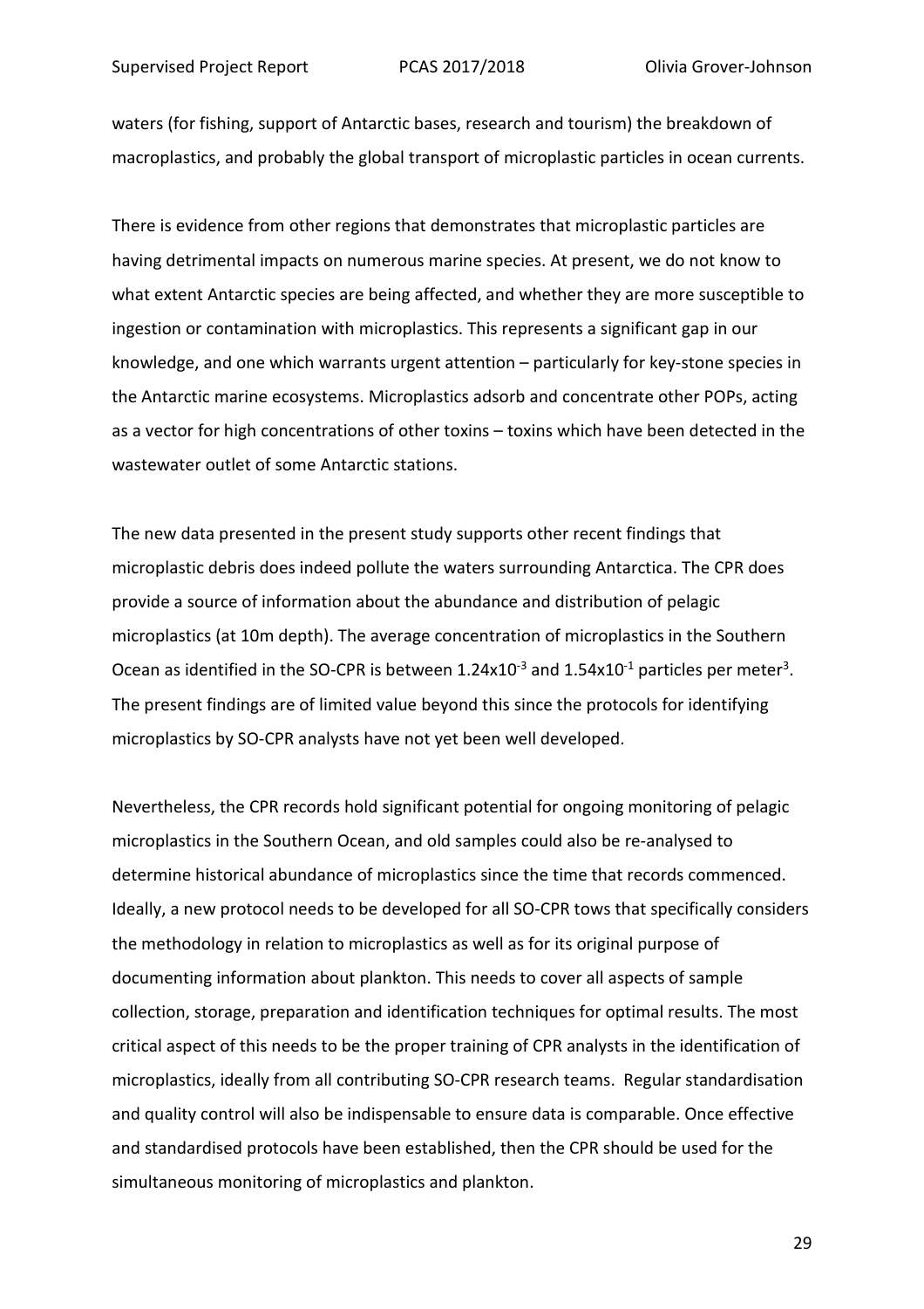waters (for fishing, support of Antarctic bases, research and tourism) the breakdown of macroplastics, and probably the global transport of microplastic particles in ocean currents.

There is evidence from other regions that demonstrates that microplastic particles are having detrimental impacts on numerous marine species. At present, we do not know to what extent Antarctic species are being affected, and whether they are more susceptible to ingestion or contamination with microplastics. This represents a significant gap in our knowledge, and one which warrants urgent attention – particularly for key-stone species in the Antarctic marine ecosystems. Microplastics adsorb and concentrate other POPs, acting as a vector for high concentrations of other toxins – toxins which have been detected in the wastewater outlet of some Antarctic stations.

The new data presented in the present study supports other recent findings that microplastic debris does indeed pollute the waters surrounding Antarctica. The CPR does provide a source of information about the abundance and distribution of pelagic microplastics (at 10m depth). The average concentration of microplastics in the Southern Ocean as identified in the SO-CPR is between $1.24 \times 10^{-3}$ and $1.54 \times 10^{-1}$ particles per meter$^3$. The present findings are of limited value beyond this since the protocols for identifying microplastics by SO-CPR analysts have not yet been well developed.

Nevertheless, the CPR records hold significant potential for ongoing monitoring of pelagic microplastics in the Southern Ocean, and old samples could also be re-analysed to determine historical abundance of microplastics since the time that records commenced. Ideally, a new protocol needs to be developed for all SO-CPR tows that specifically considers the methodology in relation to microplastics as well as for its original purpose of documenting information about plankton. This needs to cover all aspects of sample collection, storage, preparation and identification techniques for optimal results. The most critical aspect of this needs to be the proper training of CPR analysts in the identification of microplastics, ideally from all contributing SO-CPR research teams. Regular standardisation and quality control will also be indispensable to ensure data is comparable. Once effective and standardised protocols have been established, then the CPR should be used for the simultaneous monitoring of microplastics and plankton.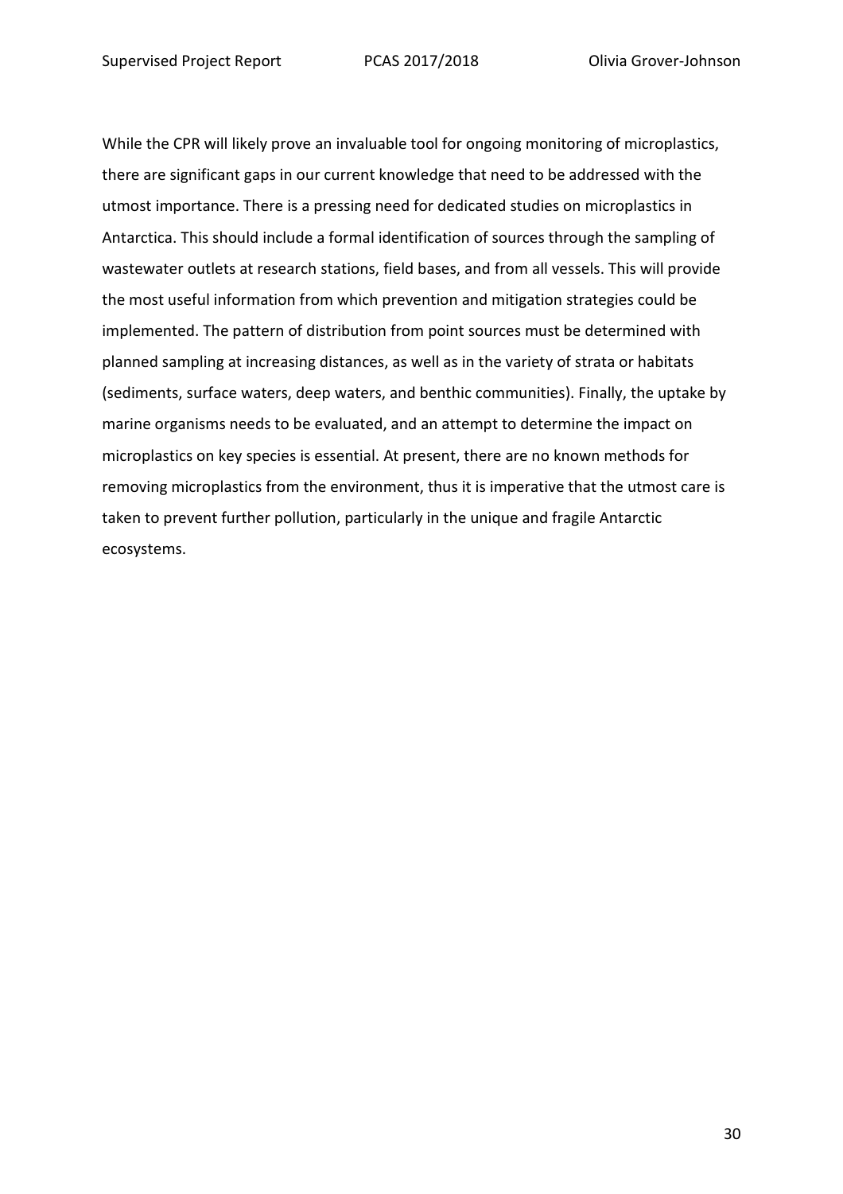While the CPR will likely prove an invaluable tool for ongoing monitoring of microplastics, there are significant gaps in our current knowledge that need to be addressed with the utmost importance. There is a pressing need for dedicated studies on microplastics in Antarctica. This should include a formal identification of sources through the sampling of wastewater outlets at research stations, field bases, and from all vessels. This will provide the most useful information from which prevention and mitigation strategies could be implemented. The pattern of distribution from point sources must be determined with planned sampling at increasing distances, as well as in the variety of strata or habitats (sediments, surface waters, deep waters, and benthic communities). Finally, the uptake by marine organisms needs to be evaluated, and an attempt to determine the impact on microplastics on key species is essential. At present, there are no known methods for removing microplastics from the environment, thus it is imperative that the utmost care is taken to prevent further pollution, particularly in the unique and fragile Antarctic ecosystems.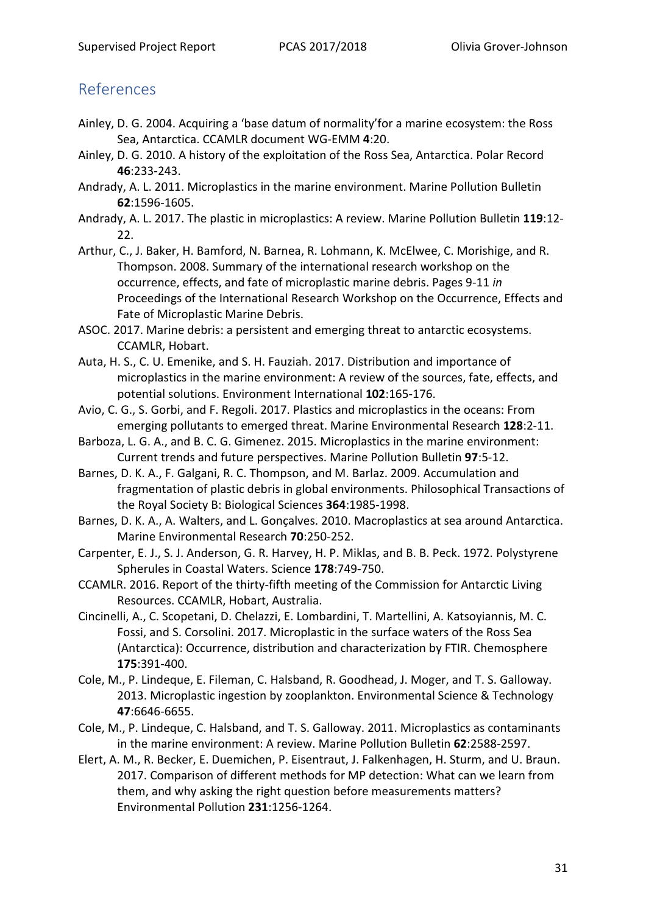## References

Ainley, D. G. 2004. Acquiring a 'base datum of normality'for a marine ecosystem: the Ross Sea, Antarctica. CCAMLR document WG-EMM **4**:20.

Ainley, D. G. 2010. A history of the exploitation of the Ross Sea, Antarctica. Polar Record **46**:233-243.

Andrady, A. L. 2011. Microplastics in the marine environment. Marine Pollution Bulletin **62**:1596-1605.

Andrady, A. L. 2017. The plastic in microplastics: A review. Marine Pollution Bulletin **119**:12-22.

Arthur, C., J. Baker, H. Bamford, N. Barnea, R. Lohmann, K. McElwee, C. Morishige, and R. Thompson. 2008. Summary of the international research workshop on the occurrence, effects, and fate of microplastic marine debris. Pages 9-11 *in* Proceedings of the International Research Workshop on the Occurrence, Effects and Fate of Microplastic Marine Debris.

ASOC. 2017. Marine debris: a persistent and emerging threat to antarctic ecosystems. CCAMLR, Hobart.

Auta, H. S., C. U. Emenike, and S. H. Fauziah. 2017. Distribution and importance of microplastics in the marine environment: A review of the sources, fate, effects, and potential solutions. Environment International **102**:165-176.

Avio, C. G., S. Gorbi, and F. Regoli. 2017. Plastics and microplastics in the oceans: From emerging pollutants to emerged threat. Marine Environmental Research **128**:2-11.

Barboza, L. G. A., and B. C. G. Gimenez. 2015. Microplastics in the marine environment: Current trends and future perspectives. Marine Pollution Bulletin **97**:5-12.

Barnes, D. K. A., F. Galgani, R. C. Thompson, and M. Barlaz. 2009. Accumulation and fragmentation of plastic debris in global environments. Philosophical Transactions of the Royal Society B: Biological Sciences **364**:1985-1998.

Barnes, D. K. A., A. Walters, and L. Gonçalves. 2010. Macroplastics at sea around Antarctica. Marine Environmental Research **70**:250-252.

Carpenter, E. J., S. J. Anderson, G. R. Harvey, H. P. Miklas, and B. B. Peck. 1972. Polystyrene Spherules in Coastal Waters. Science **178**:749-750.

CCAMLR. 2016. Report of the thirty-fifth meeting of the Commission for Antarctic Living Resources. CCAMLR, Hobart, Australia.

Cincinelli, A., C. Scopetani, D. Chelazzi, E. Lombardini, T. Martellini, A. Katsoyiannis, M. C. Fossi, and S. Corsolini. 2017. Microplastic in the surface waters of the Ross Sea (Antarctica): Occurrence, distribution and characterization by FTIR. Chemosphere **175**:391-400.

Cole, M., P. Lindeque, E. Fileman, C. Halsband, R. Goodhead, J. Moger, and T. S. Galloway. 2013. Microplastic ingestion by zooplankton. Environmental Science & Technology **47**:6646-6655.

Cole, M., P. Lindeque, C. Halsband, and T. S. Galloway. 2011. Microplastics as contaminants in the marine environment: A review. Marine Pollution Bulletin **62**:2588-2597.

Elert, A. M., R. Becker, E. Duemichen, P. Eisentraut, J. Falkenhagen, H. Sturm, and U. Braun. 2017. Comparison of different methods for MP detection: What can we learn from them, and why asking the right question before measurements matters? Environmental Pollution **231**:1256-1264.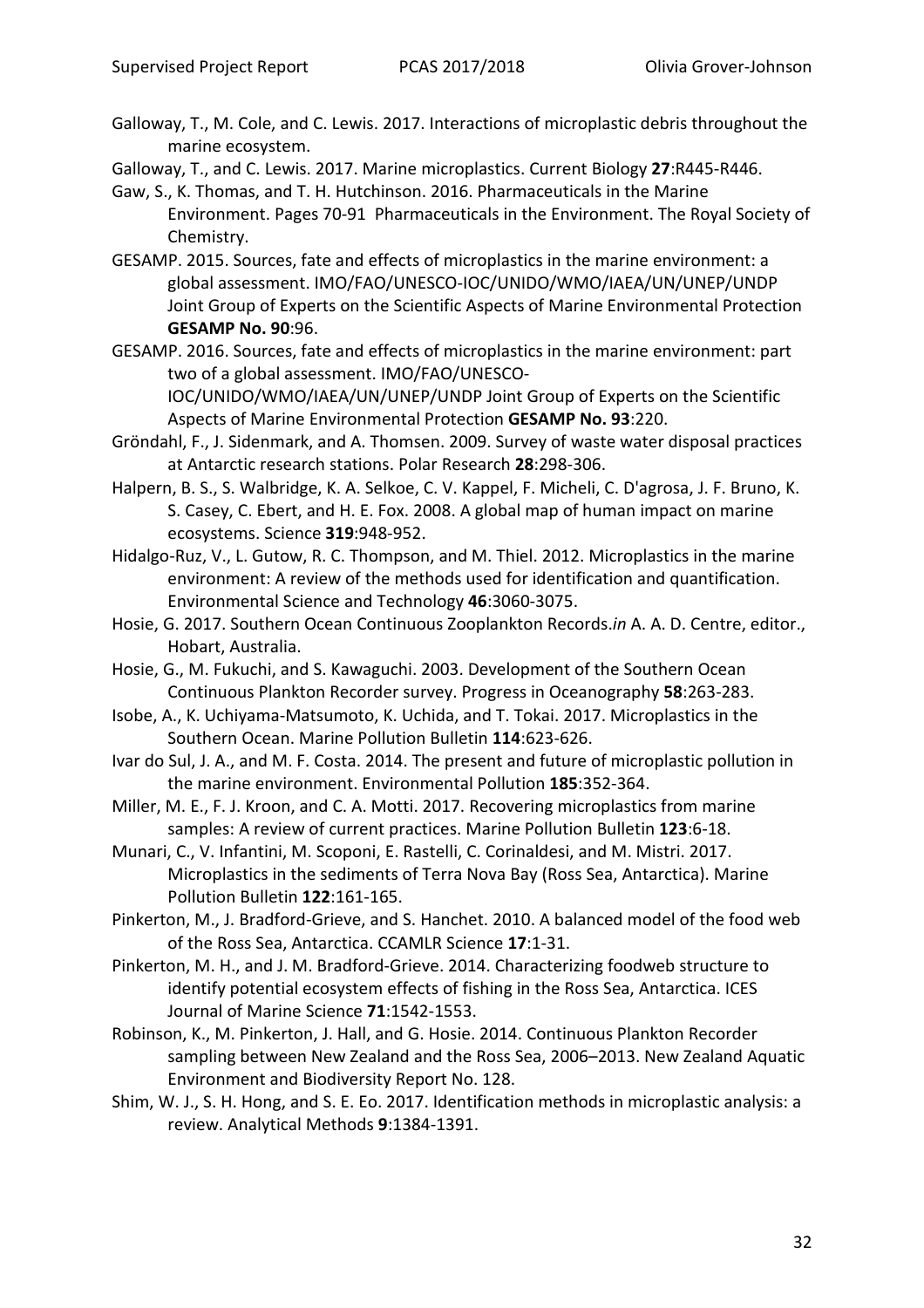Galloway, T., M. Cole, and C. Lewis. 2017. Interactions of microplastic debris throughout the marine ecosystem.

Galloway, T., and C. Lewis. 2017. Marine microplastics. Current Biology **27**:R445-R446.

Gaw, S., K. Thomas, and T. H. Hutchinson. 2016. Pharmaceuticals in the Marine Environment. Pages 70-91 Pharmaceuticals in the Environment. The Royal Society of Chemistry.

GESAMP. 2015. Sources, fate and effects of microplastics in the marine environment: a global assessment. IMO/FAO/UNESCO-IOC/UNIDO/WMO/IAEA/UN/UNEP/UNDP Joint Group of Experts on the Scientific Aspects of Marine Environmental Protection **GESAMP No. 90**:96.

GESAMP. 2016. Sources, fate and effects of microplastics in the marine environment: part two of a global assessment. IMO/FAO/UNESCO-IOC/UNIDO/WMO/IAEA/UN/UNEP/UNDP Joint Group of Experts on the Scientific Aspects of Marine Environmental Protection **GESAMP No. 93**:220.

Gröndahl, F., J. Sidenmark, and A. Thomsen. 2009. Survey of waste water disposal practices at Antarctic research stations. Polar Research **28**:298-306.

Halpern, B. S., S. Walbridge, K. A. Selkoe, C. V. Kappel, F. Micheli, C. D'agrosa, J. F. Bruno, K. S. Casey, C. Ebert, and H. E. Fox. 2008. A global map of human impact on marine ecosystems. Science **319**:948-952.

Hidalgo-Ruz, V., L. Gutow, R. C. Thompson, and M. Thiel. 2012. Microplastics in the marine environment: A review of the methods used for identification and quantification. Environmental Science and Technology **46**:3060-3075.

Hosie, G. 2017. Southern Ocean Continuous Zooplankton Records.*in* A. A. D. Centre, editor., Hobart, Australia.

Hosie, G., M. Fukuchi, and S. Kawaguchi. 2003. Development of the Southern Ocean Continuous Plankton Recorder survey. Progress in Oceanography **58**:263-283.

Isobe, A., K. Uchiyama-Matsumoto, K. Uchida, and T. Tokai. 2017. Microplastics in the Southern Ocean. Marine Pollution Bulletin **114**:623-626.

Ivar do Sul, J. A., and M. F. Costa. 2014. The present and future of microplastic pollution in the marine environment. Environmental Pollution **185**:352-364.

Miller, M. E., F. J. Kroon, and C. A. Motti. 2017. Recovering microplastics from marine samples: A review of current practices. Marine Pollution Bulletin **123**:6-18.

Munari, C., V. Infantini, M. Scoponi, E. Rastelli, C. Corinaldesi, and M. Mistri. 2017. Microplastics in the sediments of Terra Nova Bay (Ross Sea, Antarctica). Marine Pollution Bulletin **122**:161-165.

Pinkerton, M., J. Bradford-Grieve, and S. Hanchet. 2010. A balanced model of the food web of the Ross Sea, Antarctica. CCAMLR Science **17**:1-31.

Pinkerton, M. H., and J. M. Bradford-Grieve. 2014. Characterizing foodweb structure to identify potential ecosystem effects of fishing in the Ross Sea, Antarctica. ICES Journal of Marine Science **71**:1542-1553.

Robinson, K., M. Pinkerton, J. Hall, and G. Hosie. 2014. Continuous Plankton Recorder sampling between New Zealand and the Ross Sea, 2006–2013. New Zealand Aquatic Environment and Biodiversity Report No. 128.

Shim, W. J., S. H. Hong, and S. E. Eo. 2017. Identification methods in microplastic analysis: a review. Analytical Methods **9**:1384-1391.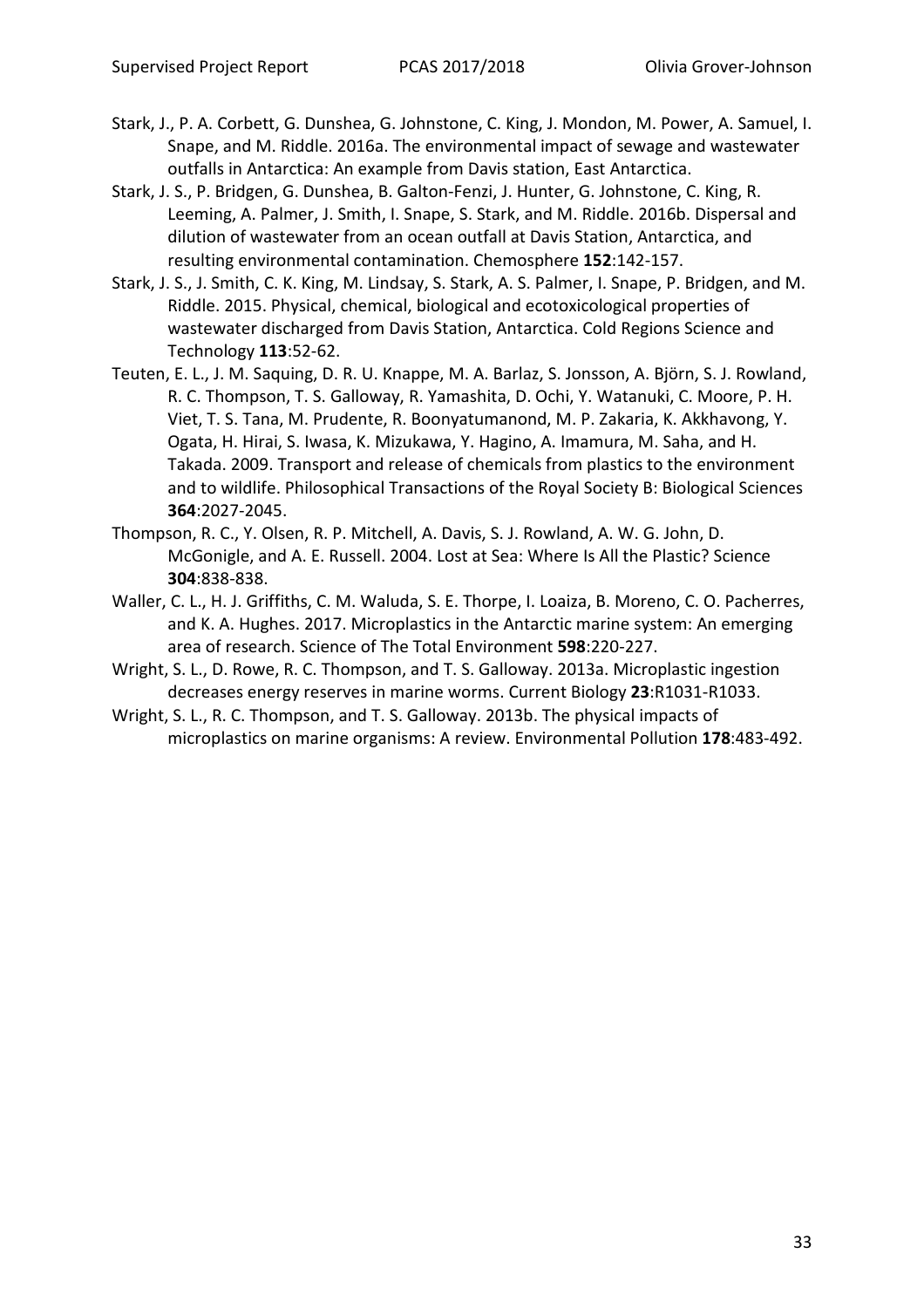Stark, J., P. A. Corbett, G. Dunshea, G. Johnstone, C. King, J. Mondon, M. Power, A. Samuel, I. Snape, and M. Riddle. 2016a. The environmental impact of sewage and wastewater outfalls in Antarctica: An example from Davis station, East Antarctica.

Stark, J. S., P. Bridgen, G. Dunshea, B. Galton-Fenzi, J. Hunter, G. Johnstone, C. King, R. Leeming, A. Palmer, J. Smith, I. Snape, S. Stark, and M. Riddle. 2016b. Dispersal and dilution of wastewater from an ocean outfall at Davis Station, Antarctica, and resulting environmental contamination. Chemosphere **152**:142-157.

Stark, J. S., J. Smith, C. K. King, M. Lindsay, S. Stark, A. S. Palmer, I. Snape, P. Bridgen, and M. Riddle. 2015. Physical, chemical, biological and ecotoxicological properties of wastewater discharged from Davis Station, Antarctica. Cold Regions Science and Technology **113**:52-62.

Teuten, E. L., J. M. Saquing, D. R. U. Knappe, M. A. Barlaz, S. Jonsson, A. Björn, S. J. Rowland, R. C. Thompson, T. S. Galloway, R. Yamashita, D. Ochi, Y. Watanuki, C. Moore, P. H. Viet, T. S. Tana, M. Prudente, R. Boonyatumanond, M. P. Zakaria, K. Akkhavong, Y. Ogata, H. Hirai, S. Iwasa, K. Mizukawa, Y. Hagino, A. Imamura, M. Saha, and H. Takada. 2009. Transport and release of chemicals from plastics to the environment and to wildlife. Philosophical Transactions of the Royal Society B: Biological Sciences **364**:2027-2045.

Thompson, R. C., Y. Olsen, R. P. Mitchell, A. Davis, S. J. Rowland, A. W. G. John, D. McGonigle, and A. E. Russell. 2004. Lost at Sea: Where Is All the Plastic? Science **304**:838-838.

Waller, C. L., H. J. Griffiths, C. M. Waluda, S. E. Thorpe, I. Loaiza, B. Moreno, C. O. Pacherres, and K. A. Hughes. 2017. Microplastics in the Antarctic marine system: An emerging area of research. Science of The Total Environment **598**:220-227.

Wright, S. L., D. Rowe, R. C. Thompson, and T. S. Galloway. 2013a. Microplastic ingestion decreases energy reserves in marine worms. Current Biology **23**:R1031-R1033.

Wright, S. L., R. C. Thompson, and T. S. Galloway. 2013b. The physical impacts of microplastics on marine organisms: A review. Environmental Pollution **178**:483-492.